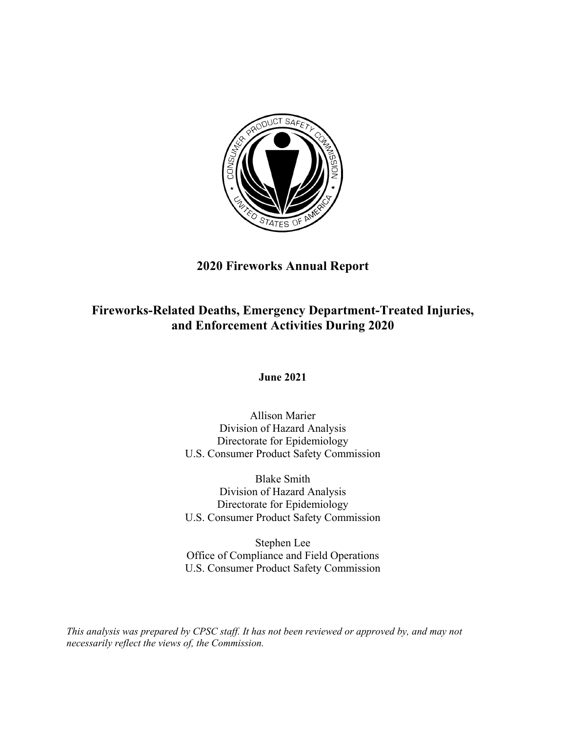# 2020 Fireworks Annual Report

## Fireworks-Related Deaths, Emergency Department-Treated Injuries, and Enforcement Activities During 2020

**June 2021**

Allison Marier
Division of Hazard Analysis
Directorate for Epidemiology
U.S. Consumer Product Safety Commission

Blake Smith
Division of Hazard Analysis
Directorate for Epidemiology
U.S. Consumer Product Safety Commission

Stephen Lee
Office of Compliance and Field Operations
U.S. Consumer Product Safety Commission

*This analysis was prepared by CPSC staff. It has not been reviewed or approved by, and may not necessarily reflect the views of, the Commission.*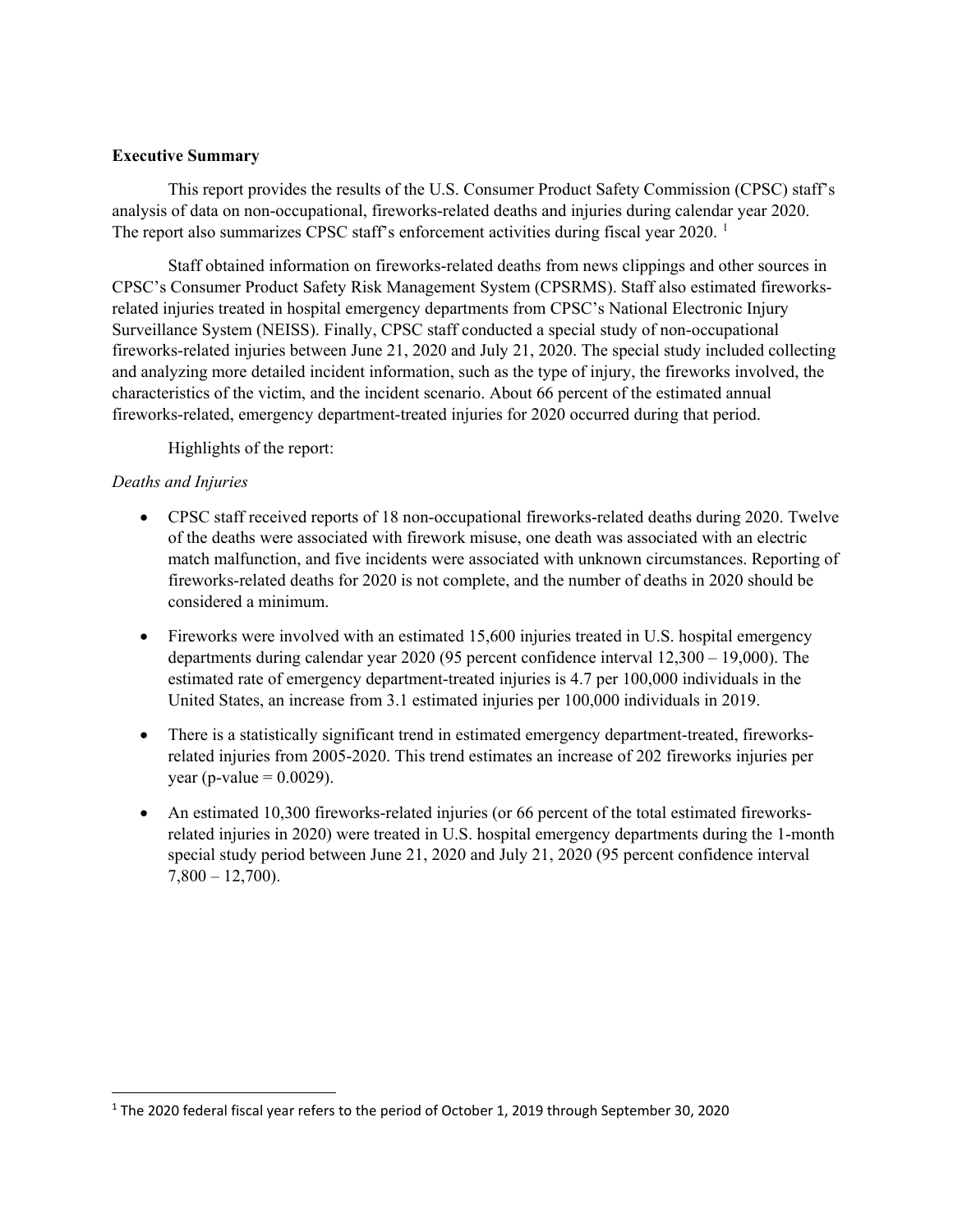**Executive Summary**

This report provides the results of the U.S. Consumer Product Safety Commission (CPSC) staff's analysis of data on non-occupational, fireworks-related deaths and injuries during calendar year 2020. The report also summarizes CPSC staff's enforcement activities during fiscal year 2020. [1]

Staff obtained information on fireworks-related deaths from news clippings and other sources in CPSC's Consumer Product Safety Risk Management System (CPSRMS). Staff also estimated fireworks-related injuries treated in hospital emergency departments from CPSC's National Electronic Injury Surveillance System (NEISS). Finally, CPSC staff conducted a special study of non-occupational fireworks-related injuries between June 21, 2020 and July 21, 2020. The special study included collecting and analyzing more detailed incident information, such as the type of injury, the fireworks involved, the characteristics of the victim, and the incident scenario. About 66 percent of the estimated annual fireworks-related, emergency department-treated injuries for 2020 occurred during that period.

Highlights of the report:

*Deaths and Injuries*

- CPSC staff received reports of 18 non-occupational fireworks-related deaths during 2020. Twelve of the deaths were associated with firework misuse, one death was associated with an electric match malfunction, and five incidents were associated with unknown circumstances. Reporting of fireworks-related deaths for 2020 is not complete, and the number of deaths in 2020 should be considered a minimum.
- Fireworks were involved with an estimated 15,600 injuries treated in U.S. hospital emergency departments during calendar year 2020 (95 percent confidence interval 12,300 – 19,000). The estimated rate of emergency department-treated injuries is 4.7 per 100,000 individuals in the United States, an increase from 3.1 estimated injuries per 100,000 individuals in 2019.
- There is a statistically significant trend in estimated emergency department-treated, fireworks-related injuries from 2005-2020. This trend estimates an increase of 202 fireworks injuries per year (p-value = 0.0029).
- An estimated 10,300 fireworks-related injuries (or 66 percent of the total estimated fireworks-related injuries in 2020) were treated in U.S. hospital emergency departments during the 1-month special study period between June 21, 2020 and July 21, 2020 (95 percent confidence interval 7,800 – 12,700).

[1] The 2020 federal fiscal year refers to the period of October 1, 2019 through September 30, 2020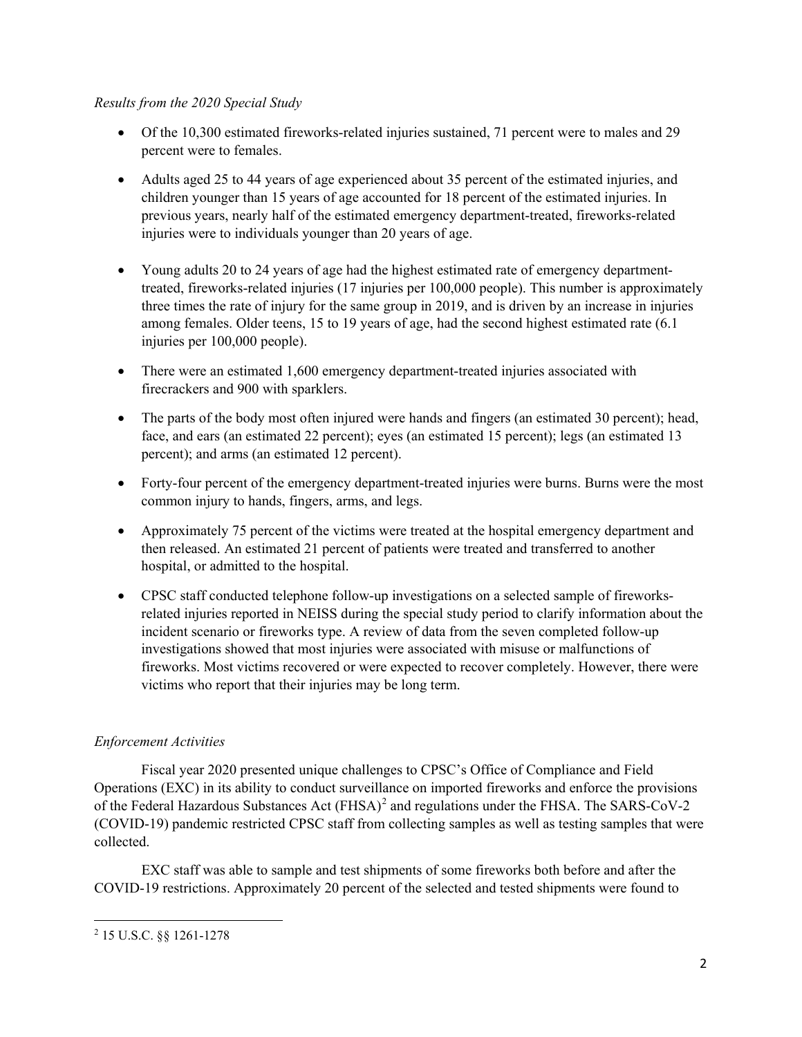*Results from the 2020 Special Study*

- Of the 10,300 estimated fireworks-related injuries sustained, 71 percent were to males and 29 percent were to females.
- Adults aged 25 to 44 years of age experienced about 35 percent of the estimated injuries, and children younger than 15 years of age accounted for 18 percent of the estimated injuries. In previous years, nearly half of the estimated emergency department-treated, fireworks-related injuries were to individuals younger than 20 years of age.
- Young adults 20 to 24 years of age had the highest estimated rate of emergency department-treated, fireworks-related injuries (17 injuries per 100,000 people). This number is approximately three times the rate of injury for the same group in 2019, and is driven by an increase in injuries among females. Older teens, 15 to 19 years of age, had the second highest estimated rate (6.1 injuries per 100,000 people).
- There were an estimated 1,600 emergency department-treated injuries associated with firecrackers and 900 with sparklers.
- The parts of the body most often injured were hands and fingers (an estimated 30 percent); head, face, and ears (an estimated 22 percent); eyes (an estimated 15 percent); legs (an estimated 13 percent); and arms (an estimated 12 percent).
- Forty-four percent of the emergency department-treated injuries were burns. Burns were the most common injury to hands, fingers, arms, and legs.
- Approximately 75 percent of the victims were treated at the hospital emergency department and then released. An estimated 21 percent of patients were treated and transferred to another hospital, or admitted to the hospital.
- CPSC staff conducted telephone follow-up investigations on a selected sample of fireworks-related injuries reported in NEISS during the special study period to clarify information about the incident scenario or fireworks type. A review of data from the seven completed follow-up investigations showed that most injuries were associated with misuse or malfunctions of fireworks. Most victims recovered or were expected to recover completely. However, there were victims who report that their injuries may be long term.

*Enforcement Activities*

Fiscal year 2020 presented unique challenges to CPSC's Office of Compliance and Field Operations (EXC) in its ability to conduct surveillance on imported fireworks and enforce the provisions of the Federal Hazardous Substances Act (FHSA)[2] and regulations under the FHSA. The SARS-CoV-2 (COVID-19) pandemic restricted CPSC staff from collecting samples as well as testing samples that were collected.

EXC staff was able to sample and test shipments of some fireworks both before and after the COVID-19 restrictions. Approximately 20 percent of the selected and tested shipments were found to

[2] 15 U.S.C. §§ 1261-1278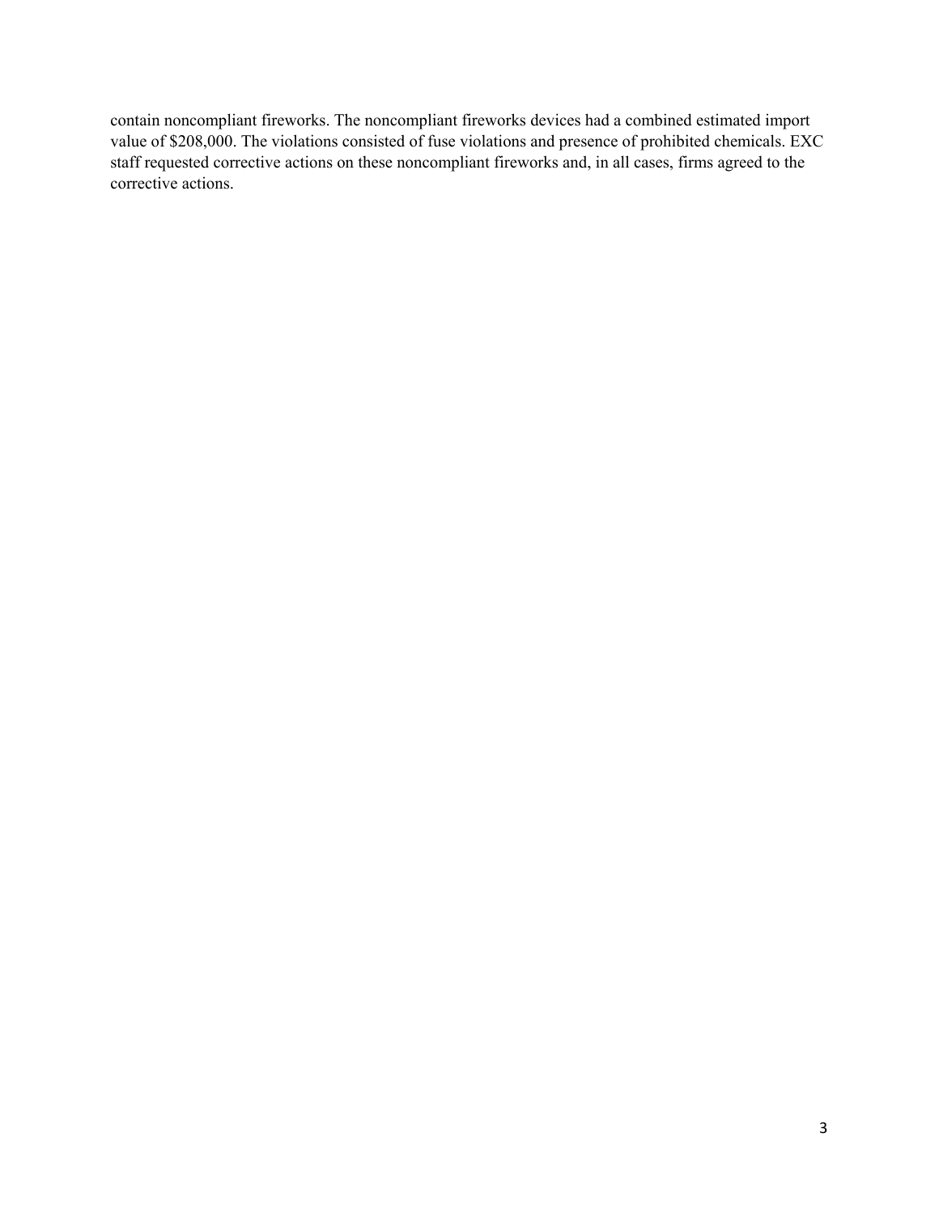contain noncompliant fireworks. The noncompliant fireworks devices had a combined estimated import value of $208,000. The violations consisted of fuse violations and presence of prohibited chemicals. EXC staff requested corrective actions on these noncompliant fireworks and, in all cases, firms agreed to the corrective actions.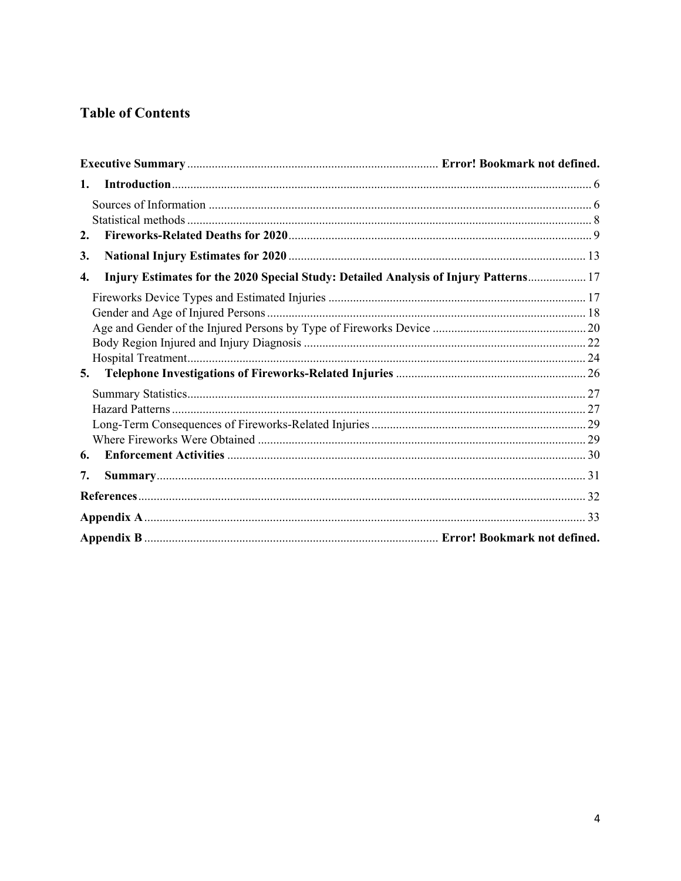## Table of Contents

**Executive Summary** ................................................................................ **Error! Bookmark not defined.**

**1. Introduction** ........................................................................................................................... 6

Sources of Information ........................................................................................................... 6

Statistical methods .................................................................................................................. 8

**2. Fireworks-Related Deaths for 2020** ...................................................................................... 9

**3. National Injury Estimates for 2020** ..................................................................................... 13

**4. Injury Estimates for the 2020 Special Study: Detailed Analysis of Injury Patterns** .................. 17

Fireworks Device Types and Estimated Injuries ................................................................... 17

Gender and Age of Injured Persons ....................................................................................... 18

Age and Gender of the Injured Persons by Type of Fireworks Device ................................. 20

Body Region Injured and Injury Diagnosis ........................................................................... 22

Hospital Treatment ................................................................................................................. 24

**5. Telephone Investigations of Fireworks-Related Injuries** ..................................................... 26

Summary Statistics ................................................................................................................. 27

Hazard Patterns ...................................................................................................................... 27

Long-Term Consequences of Fireworks-Related Injuries ..................................................... 29

Where Fireworks Were Obtained .......................................................................................... 29

**6. Enforcement Activities** ......................................................................................................... 30

**7. Summary** ................................................................................................................................ 31

**References** ................................................................................................................................. 32

**Appendix A** ............................................................................................................................... 33

**Appendix B** ................................................................................ **Error! Bookmark not defined.**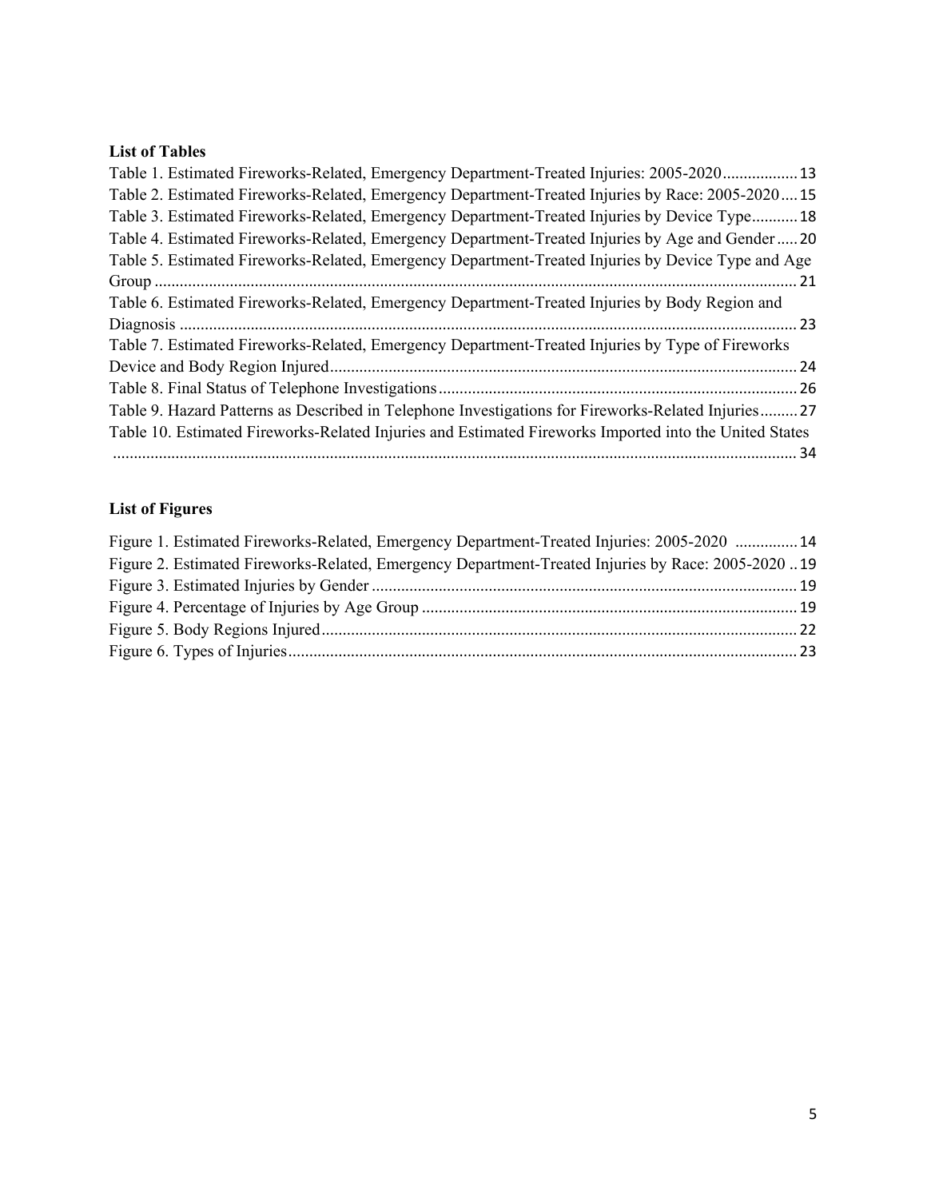**List of Tables**

Table 1. Estimated Fireworks-Related, Emergency Department-Treated Injuries: 2005-2020 .................. 13
Table 2. Estimated Fireworks-Related, Emergency Department-Treated Injuries by Race: 2005-2020 .... 15
Table 3. Estimated Fireworks-Related, Emergency Department-Treated Injuries by Device Type ........... 18
Table 4. Estimated Fireworks-Related, Emergency Department-Treated Injuries by Age and Gender ..... 20
Table 5. Estimated Fireworks-Related, Emergency Department-Treated Injuries by Device Type and Age Group ........................................................................................................................................ 21
Table 6. Estimated Fireworks-Related, Emergency Department-Treated Injuries by Body Region and Diagnosis .................................................................................................................................. 23
Table 7. Estimated Fireworks-Related, Emergency Department-Treated Injuries by Type of Fireworks Device and Body Region Injured ............................................................................................... 24
Table 8. Final Status of Telephone Investigations ..................................................................... 26
Table 9. Hazard Patterns as Described in Telephone Investigations for Fireworks-Related Injuries ......... 27
Table 10. Estimated Fireworks-Related Injuries and Estimated Fireworks Imported into the United States .................................................................................................................................................. 34

**List of Figures**

Figure 1. Estimated Fireworks-Related, Emergency Department-Treated Injuries: 2005-2020 ............... 14
Figure 2. Estimated Fireworks-Related, Emergency Department-Treated Injuries by Race: 2005-2020 .. 19
Figure 3. Estimated Injuries by Gender ..................................................................................... 19
Figure 4. Percentage of Injuries by Age Group ......................................................................... 19
Figure 5. Body Regions Injured ................................................................................................. 22
Figure 6. Types of Injuries ......................................................................................................... 23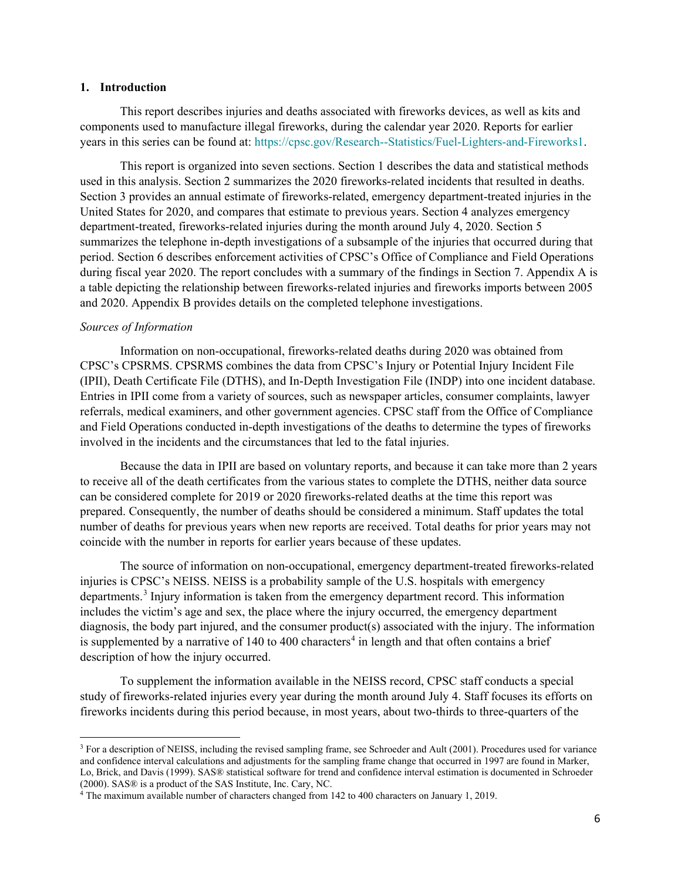## 1. Introduction

This report describes injuries and deaths associated with fireworks devices, as well as kits and components used to manufacture illegal fireworks, during the calendar year 2020. Reports for earlier years in this series can be found at: https://cpsc.gov/Research--Statistics/Fuel-Lighters-and-Fireworks1.

This report is organized into seven sections. Section 1 describes the data and statistical methods used in this analysis. Section 2 summarizes the 2020 fireworks-related incidents that resulted in deaths. Section 3 provides an annual estimate of fireworks-related, emergency department-treated injuries in the United States for 2020, and compares that estimate to previous years. Section 4 analyzes emergency department-treated, fireworks-related injuries during the month around July 4, 2020. Section 5 summarizes the telephone in-depth investigations of a subsample of the injuries that occurred during that period. Section 6 describes enforcement activities of CPSC's Office of Compliance and Field Operations during fiscal year 2020. The report concludes with a summary of the findings in Section 7. Appendix A is a table depicting the relationship between fireworks-related injuries and fireworks imports between 2005 and 2020. Appendix B provides details on the completed telephone investigations.

*Sources of Information*

Information on non-occupational, fireworks-related deaths during 2020 was obtained from CPSC's CPSRMS. CPSRMS combines the data from CPSC's Injury or Potential Injury Incident File (IPII), Death Certificate File (DTHS), and In-Depth Investigation File (INDP) into one incident database. Entries in IPII come from a variety of sources, such as newspaper articles, consumer complaints, lawyer referrals, medical examiners, and other government agencies. CPSC staff from the Office of Compliance and Field Operations conducted in-depth investigations of the deaths to determine the types of fireworks involved in the incidents and the circumstances that led to the fatal injuries.

Because the data in IPII are based on voluntary reports, and because it can take more than 2 years to receive all of the death certificates from the various states to complete the DTHS, neither data source can be considered complete for 2019 or 2020 fireworks-related deaths at the time this report was prepared. Consequently, the number of deaths should be considered a minimum. Staff updates the total number of deaths for previous years when new reports are received. Total deaths for prior years may not coincide with the number in reports for earlier years because of these updates.

The source of information on non-occupational, emergency department-treated fireworks-related injuries is CPSC's NEISS. NEISS is a probability sample of the U.S. hospitals with emergency departments.[3] Injury information is taken from the emergency department record. This information includes the victim's age and sex, the place where the injury occurred, the emergency department diagnosis, the body part injured, and the consumer product(s) associated with the injury. The information is supplemented by a narrative of 140 to 400 characters[4] in length and that often contains a brief description of how the injury occurred.

To supplement the information available in the NEISS record, CPSC staff conducts a special study of fireworks-related injuries every year during the month around July 4. Staff focuses its efforts on fireworks incidents during this period because, in most years, about two-thirds to three-quarters of the

---

[3] For a description of NEISS, including the revised sampling frame, see Schroeder and Ault (2001). Procedures used for variance and confidence interval calculations and adjustments for the sampling frame change that occurred in 1997 are found in Marker, Lo, Brick, and Davis (1999). SAS® statistical software for trend and confidence interval estimation is documented in Schroeder (2000). SAS® is a product of the SAS Institute, Inc. Cary, NC.

[4] The maximum available number of characters changed from 142 to 400 characters on January 1, 2019.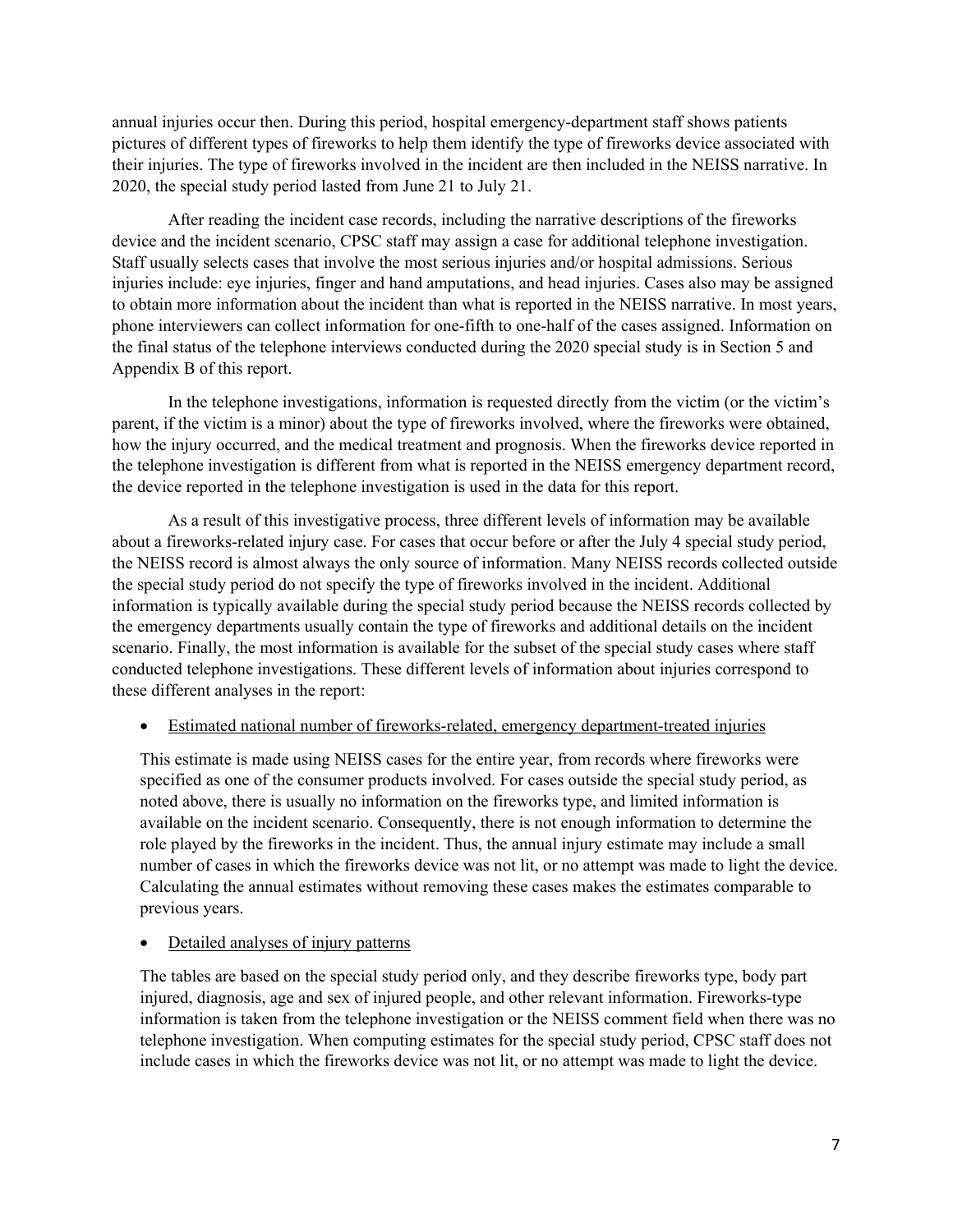annual injuries occur then. During this period, hospital emergency-department staff shows patients pictures of different types of fireworks to help them identify the type of fireworks device associated with their injuries. The type of fireworks involved in the incident are then included in the NEISS narrative. In 2020, the special study period lasted from June 21 to July 21.

After reading the incident case records, including the narrative descriptions of the fireworks device and the incident scenario, CPSC staff may assign a case for additional telephone investigation. Staff usually selects cases that involve the most serious injuries and/or hospital admissions. Serious injuries include: eye injuries, finger and hand amputations, and head injuries. Cases also may be assigned to obtain more information about the incident than what is reported in the NEISS narrative. In most years, phone interviewers can collect information for one-fifth to one-half of the cases assigned. Information on the final status of the telephone interviews conducted during the 2020 special study is in Section 5 and Appendix B of this report.

In the telephone investigations, information is requested directly from the victim (or the victim's parent, if the victim is a minor) about the type of fireworks involved, where the fireworks were obtained, how the injury occurred, and the medical treatment and prognosis. When the fireworks device reported in the telephone investigation is different from what is reported in the NEISS emergency department record, the device reported in the telephone investigation is used in the data for this report.

As a result of this investigative process, three different levels of information may be available about a fireworks-related injury case. For cases that occur before or after the July 4 special study period, the NEISS record is almost always the only source of information. Many NEISS records collected outside the special study period do not specify the type of fireworks involved in the incident. Additional information is typically available during the special study period because the NEISS records collected by the emergency departments usually contain the type of fireworks and additional details on the incident scenario. Finally, the most information is available for the subset of the special study cases where staff conducted telephone investigations. These different levels of information about injuries correspond to these different analyses in the report:

- Estimated national number of fireworks-related, emergency department-treated injuries

  This estimate is made using NEISS cases for the entire year, from records where fireworks were specified as one of the consumer products involved. For cases outside the special study period, as noted above, there is usually no information on the fireworks type, and limited information is available on the incident scenario. Consequently, there is not enough information to determine the role played by the fireworks in the incident. Thus, the annual injury estimate may include a small number of cases in which the fireworks device was not lit, or no attempt was made to light the device. Calculating the annual estimates without removing these cases makes the estimates comparable to previous years.

- Detailed analyses of injury patterns

  The tables are based on the special study period only, and they describe fireworks type, body part injured, diagnosis, age and sex of injured people, and other relevant information. Fireworks-type information is taken from the telephone investigation or the NEISS comment field when there was no telephone investigation. When computing estimates for the special study period, CPSC staff does not include cases in which the fireworks device was not lit, or no attempt was made to light the device.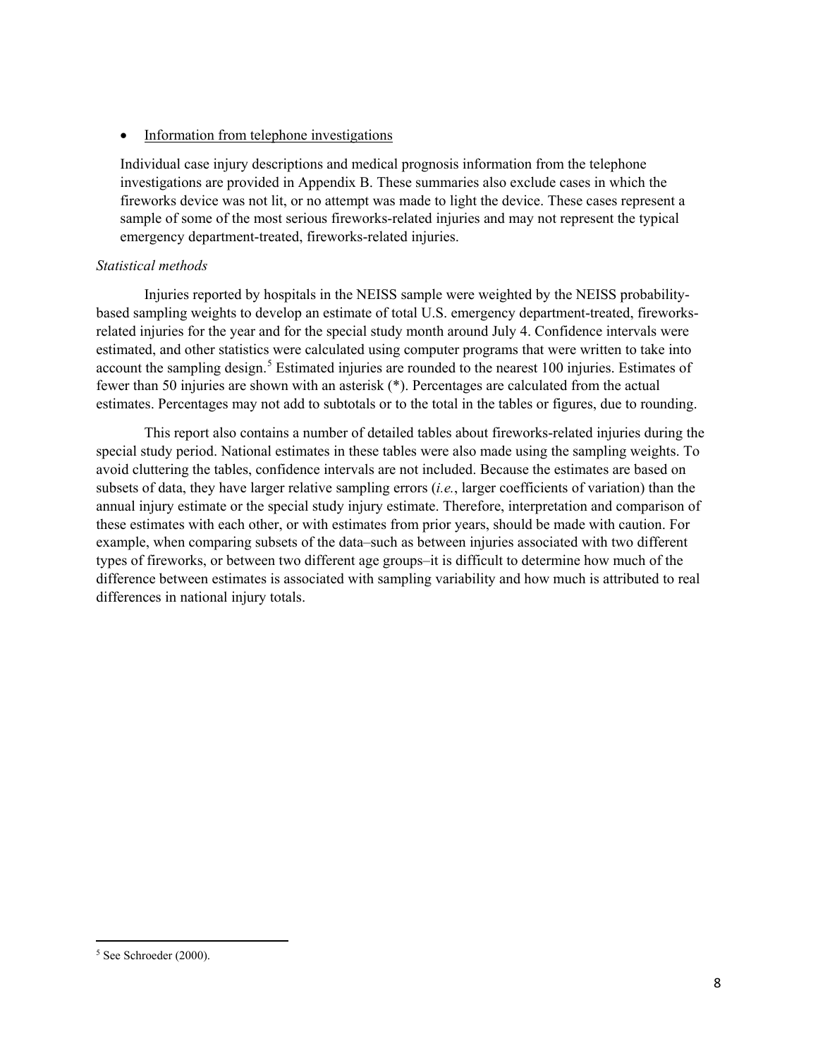- Information from telephone investigations

  Individual case injury descriptions and medical prognosis information from the telephone investigations are provided in Appendix B. These summaries also exclude cases in which the fireworks device was not lit, or no attempt was made to light the device. These cases represent a sample of some of the most serious fireworks-related injuries and may not represent the typical emergency department-treated, fireworks-related injuries.

*Statistical methods*

Injuries reported by hospitals in the NEISS sample were weighted by the NEISS probability-based sampling weights to develop an estimate of total U.S. emergency department-treated, fireworks-related injuries for the year and for the special study month around July 4. Confidence intervals were estimated, and other statistics were calculated using computer programs that were written to take into account the sampling design.[5] Estimated injuries are rounded to the nearest 100 injuries. Estimates of fewer than 50 injuries are shown with an asterisk (*). Percentages are calculated from the actual estimates. Percentages may not add to subtotals or to the total in the tables or figures, due to rounding.

This report also contains a number of detailed tables about fireworks-related injuries during the special study period. National estimates in these tables were also made using the sampling weights. To avoid cluttering the tables, confidence intervals are not included. Because the estimates are based on subsets of data, they have larger relative sampling errors (*i.e.*, larger coefficients of variation) than the annual injury estimate or the special study injury estimate. Therefore, interpretation and comparison of these estimates with each other, or with estimates from prior years, should be made with caution. For example, when comparing subsets of the data–such as between injuries associated with two different types of fireworks, or between two different age groups–it is difficult to determine how much of the difference between estimates is associated with sampling variability and how much is attributed to real differences in national injury totals.

---

[5] See Schroeder (2000).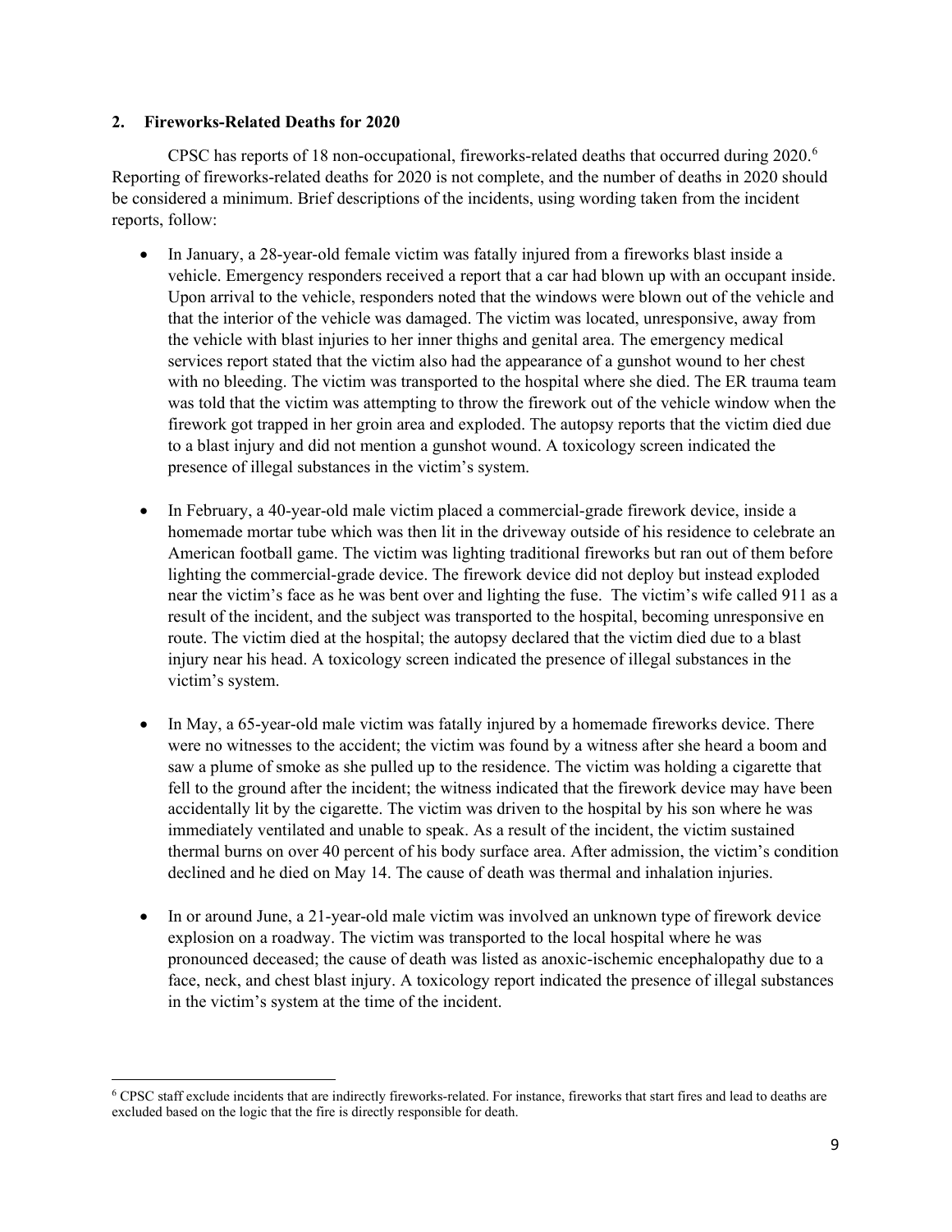## 2. Fireworks-Related Deaths for 2020

CPSC has reports of 18 non-occupational, fireworks-related deaths that occurred during 2020.[6] Reporting of fireworks-related deaths for 2020 is not complete, and the number of deaths in 2020 should be considered a minimum. Brief descriptions of the incidents, using wording taken from the incident reports, follow:

- In January, a 28-year-old female victim was fatally injured from a fireworks blast inside a vehicle. Emergency responders received a report that a car had blown up with an occupant inside. Upon arrival to the vehicle, responders noted that the windows were blown out of the vehicle and that the interior of the vehicle was damaged. The victim was located, unresponsive, away from the vehicle with blast injuries to her inner thighs and genital area. The emergency medical services report stated that the victim also had the appearance of a gunshot wound to her chest with no bleeding. The victim was transported to the hospital where she died. The ER trauma team was told that the victim was attempting to throw the firework out of the vehicle window when the firework got trapped in her groin area and exploded. The autopsy reports that the victim died due to a blast injury and did not mention a gunshot wound. A toxicology screen indicated the presence of illegal substances in the victim's system.

- In February, a 40-year-old male victim placed a commercial-grade firework device, inside a homemade mortar tube which was then lit in the driveway outside of his residence to celebrate an American football game. The victim was lighting traditional fireworks but ran out of them before lighting the commercial-grade device. The firework device did not deploy but instead exploded near the victim's face as he was bent over and lighting the fuse. The victim's wife called 911 as a result of the incident, and the subject was transported to the hospital, becoming unresponsive en route. The victim died at the hospital; the autopsy declared that the victim died due to a blast injury near his head. A toxicology screen indicated the presence of illegal substances in the victim's system.

- In May, a 65-year-old male victim was fatally injured by a homemade fireworks device. There were no witnesses to the accident; the victim was found by a witness after she heard a boom and saw a plume of smoke as she pulled up to the residence. The victim was holding a cigarette that fell to the ground after the incident; the witness indicated that the firework device may have been accidentally lit by the cigarette. The victim was driven to the hospital by his son where he was immediately ventilated and unable to speak. As a result of the incident, the victim sustained thermal burns on over 40 percent of his body surface area. After admission, the victim's condition declined and he died on May 14. The cause of death was thermal and inhalation injuries.

- In or around June, a 21-year-old male victim was involved an unknown type of firework device explosion on a roadway. The victim was transported to the local hospital where he was pronounced deceased; the cause of death was listed as anoxic-ischemic encephalopathy due to a face, neck, and chest blast injury. A toxicology report indicated the presence of illegal substances in the victim's system at the time of the incident.

[6] CPSC staff exclude incidents that are indirectly fireworks-related. For instance, fireworks that start fires and lead to deaths are excluded based on the logic that the fire is directly responsible for death.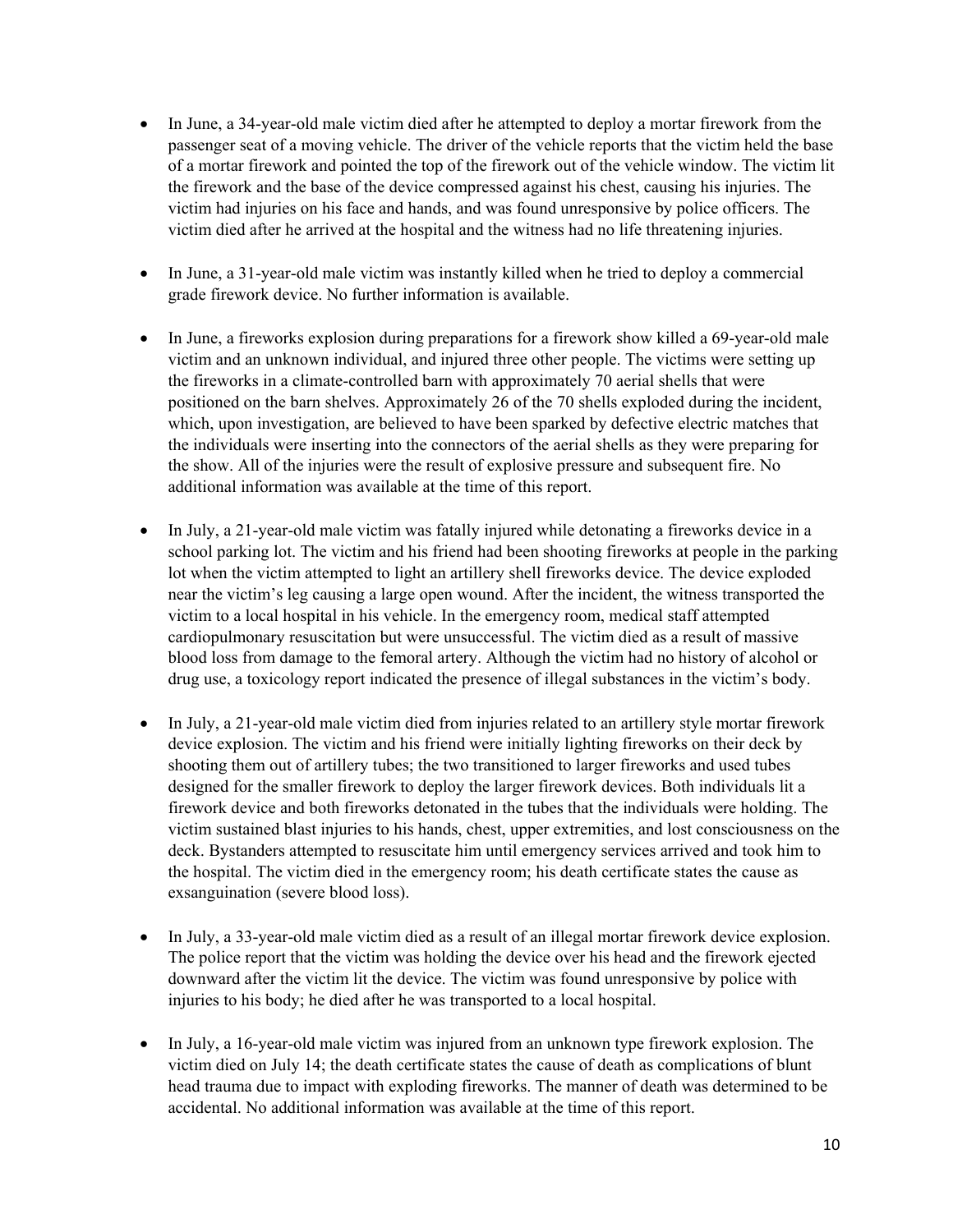- In June, a 34-year-old male victim died after he attempted to deploy a mortar firework from the passenger seat of a moving vehicle. The driver of the vehicle reports that the victim held the base of a mortar firework and pointed the top of the firework out of the vehicle window. The victim lit the firework and the base of the device compressed against his chest, causing his injuries. The victim had injuries on his face and hands, and was found unresponsive by police officers. The victim died after he arrived at the hospital and the witness had no life threatening injuries.

- In June, a 31-year-old male victim was instantly killed when he tried to deploy a commercial grade firework device. No further information is available.

- In June, a fireworks explosion during preparations for a firework show killed a 69-year-old male victim and an unknown individual, and injured three other people. The victims were setting up the fireworks in a climate-controlled barn with approximately 70 aerial shells that were positioned on the barn shelves. Approximately 26 of the 70 shells exploded during the incident, which, upon investigation, are believed to have been sparked by defective electric matches that the individuals were inserting into the connectors of the aerial shells as they were preparing for the show. All of the injuries were the result of explosive pressure and subsequent fire. No additional information was available at the time of this report.

- In July, a 21-year-old male victim was fatally injured while detonating a fireworks device in a school parking lot. The victim and his friend had been shooting fireworks at people in the parking lot when the victim attempted to light an artillery shell fireworks device. The device exploded near the victim's leg causing a large open wound. After the incident, the witness transported the victim to a local hospital in his vehicle. In the emergency room, medical staff attempted cardiopulmonary resuscitation but were unsuccessful. The victim died as a result of massive blood loss from damage to the femoral artery. Although the victim had no history of alcohol or drug use, a toxicology report indicated the presence of illegal substances in the victim's body.

- In July, a 21-year-old male victim died from injuries related to an artillery style mortar firework device explosion. The victim and his friend were initially lighting fireworks on their deck by shooting them out of artillery tubes; the two transitioned to larger fireworks and used tubes designed for the smaller firework to deploy the larger firework devices. Both individuals lit a firework device and both fireworks detonated in the tubes that the individuals were holding. The victim sustained blast injuries to his hands, chest, upper extremities, and lost consciousness on the deck. Bystanders attempted to resuscitate him until emergency services arrived and took him to the hospital. The victim died in the emergency room; his death certificate states the cause as exsanguination (severe blood loss).

- In July, a 33-year-old male victim died as a result of an illegal mortar firework device explosion. The police report that the victim was holding the device over his head and the firework ejected downward after the victim lit the device. The victim was found unresponsive by police with injuries to his body; he died after he was transported to a local hospital.

- In July, a 16-year-old male victim was injured from an unknown type firework explosion. The victim died on July 14; the death certificate states the cause of death as complications of blunt head trauma due to impact with exploding fireworks. The manner of death was determined to be accidental. No additional information was available at the time of this report.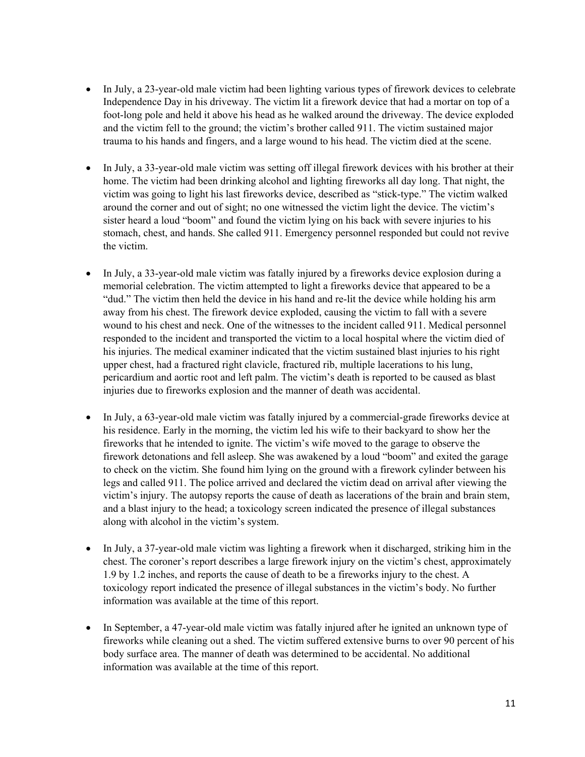- In July, a 23-year-old male victim had been lighting various types of firework devices to celebrate Independence Day in his driveway. The victim lit a firework device that had a mortar on top of a foot-long pole and held it above his head as he walked around the driveway. The device exploded and the victim fell to the ground; the victim's brother called 911. The victim sustained major trauma to his hands and fingers, and a large wound to his head. The victim died at the scene.

- In July, a 33-year-old male victim was setting off illegal firework devices with his brother at their home. The victim had been drinking alcohol and lighting fireworks all day long. That night, the victim was going to light his last fireworks device, described as "stick-type." The victim walked around the corner and out of sight; no one witnessed the victim light the device. The victim's sister heard a loud "boom" and found the victim lying on his back with severe injuries to his stomach, chest, and hands. She called 911. Emergency personnel responded but could not revive the victim.

- In July, a 33-year-old male victim was fatally injured by a fireworks device explosion during a memorial celebration. The victim attempted to light a fireworks device that appeared to be a "dud." The victim then held the device in his hand and re-lit the device while holding his arm away from his chest. The firework device exploded, causing the victim to fall with a severe wound to his chest and neck. One of the witnesses to the incident called 911. Medical personnel responded to the incident and transported the victim to a local hospital where the victim died of his injuries. The medical examiner indicated that the victim sustained blast injuries to his right upper chest, had a fractured right clavicle, fractured rib, multiple lacerations to his lung, pericardium and aortic root and left palm. The victim's death is reported to be caused as blast injuries due to fireworks explosion and the manner of death was accidental.

- In July, a 63-year-old male victim was fatally injured by a commercial-grade fireworks device at his residence. Early in the morning, the victim led his wife to their backyard to show her the fireworks that he intended to ignite. The victim's wife moved to the garage to observe the firework detonations and fell asleep. She was awakened by a loud "boom" and exited the garage to check on the victim. She found him lying on the ground with a firework cylinder between his legs and called 911. The police arrived and declared the victim dead on arrival after viewing the victim's injury. The autopsy reports the cause of death as lacerations of the brain and brain stem, and a blast injury to the head; a toxicology screen indicated the presence of illegal substances along with alcohol in the victim's system.

- In July, a 37-year-old male victim was lighting a firework when it discharged, striking him in the chest. The coroner's report describes a large firework injury on the victim's chest, approximately 1.9 by 1.2 inches, and reports the cause of death to be a fireworks injury to the chest. A toxicology report indicated the presence of illegal substances in the victim's body. No further information was available at the time of this report.

- In September, a 47-year-old male victim was fatally injured after he ignited an unknown type of fireworks while cleaning out a shed. The victim suffered extensive burns to over 90 percent of his body surface area. The manner of death was determined to be accidental. No additional information was available at the time of this report.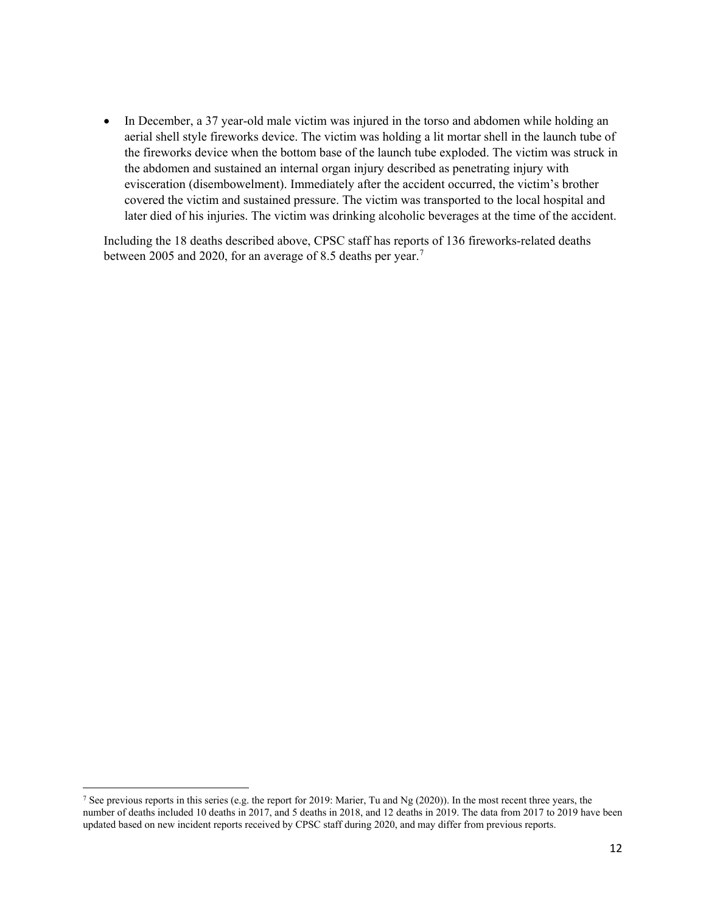- In December, a 37 year-old male victim was injured in the torso and abdomen while holding an aerial shell style fireworks device. The victim was holding a lit mortar shell in the launch tube of the fireworks device when the bottom base of the launch tube exploded. The victim was struck in the abdomen and sustained an internal organ injury described as penetrating injury with evisceration (disembowelment). Immediately after the accident occurred, the victim's brother covered the victim and sustained pressure. The victim was transported to the local hospital and later died of his injuries. The victim was drinking alcoholic beverages at the time of the accident.

Including the 18 deaths described above, CPSC staff has reports of 136 fireworks-related deaths between 2005 and 2020, for an average of 8.5 deaths per year.[7]

---

[7] See previous reports in this series (e.g. the report for 2019: Marier, Tu and Ng (2020)). In the most recent three years, the number of deaths included 10 deaths in 2017, and 5 deaths in 2018, and 12 deaths in 2019. The data from 2017 to 2019 have been updated based on new incident reports received by CPSC staff during 2020, and may differ from previous reports.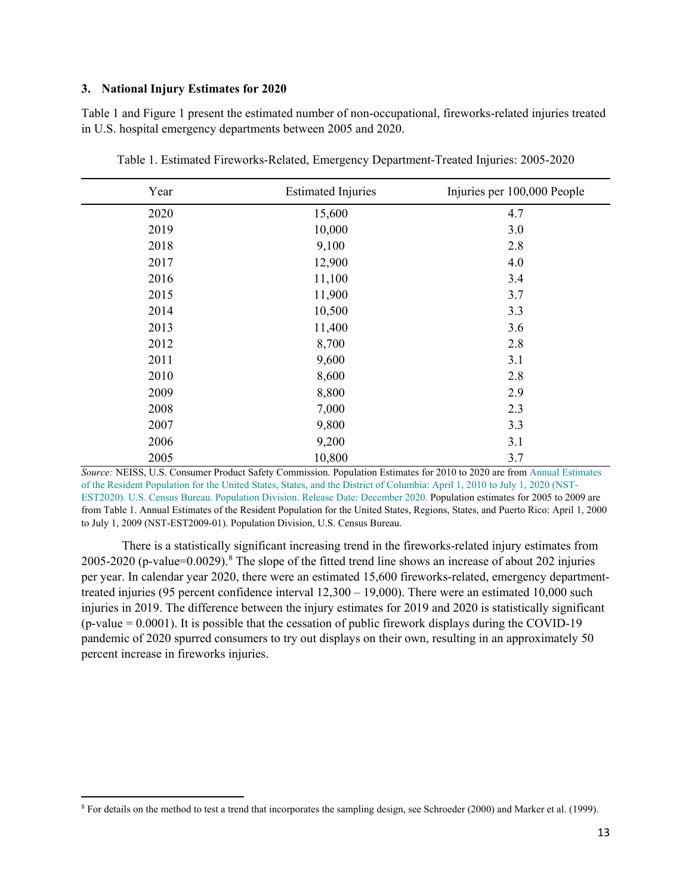### 3. National Injury Estimates for 2020

Table 1 and Figure 1 present the estimated number of non-occupational, fireworks-related injuries treated in U.S. hospital emergency departments between 2005 and 2020.

Table 1. Estimated Fireworks-Related, Emergency Department-Treated Injuries: 2005-2020

| Year | Estimated Injuries | Injuries per 100,000 People |
|---|---|---|
| 2020 | 15,600 | 4.7 |
| 2019 | 10,000 | 3.0 |
| 2018 | 9,100 | 2.8 |
| 2017 | 12,900 | 4.0 |
| 2016 | 11,100 | 3.4 |
| 2015 | 11,900 | 3.7 |
| 2014 | 10,500 | 3.3 |
| 2013 | 11,400 | 3.6 |
| 2012 | 8,700 | 2.8 |
| 2011 | 9,600 | 3.1 |
| 2010 | 8,600 | 2.8 |
| 2009 | 8,800 | 2.9 |
| 2008 | 7,000 | 2.3 |
| 2007 | 9,800 | 3.3 |
| 2006 | 9,200 | 3.1 |
| 2005 | 10,800 | 3.7 |

*Source:* NEISS, U.S. Consumer Product Safety Commission. Population Estimates for 2010 to 2020 are from Annual Estimates of the Resident Population for the United States, States, and the District of Columbia: April 1, 2010 to July 1, 2020 (NST-EST2020). U.S. Census Bureau. Population Division. Release Date: December 2020. Population estimates for 2005 to 2009 are from Table 1. Annual Estimates of the Resident Population for the United States, Regions, States, and Puerto Rico: April 1, 2000 to July 1, 2009 (NST-EST2009-01). Population Division, U.S. Census Bureau.

There is a statistically significant increasing trend in the fireworks-related injury estimates from 2005-2020 (p-value=0.0029).[8] The slope of the fitted trend line shows an increase of about 202 injuries per year. In calendar year 2020, there were an estimated 15,600 fireworks-related, emergency department-treated injuries (95 percent confidence interval 12,300 – 19,000). There were an estimated 10,000 such injuries in 2019. The difference between the injury estimates for 2019 and 2020 is statistically significant (p-value = 0.0001). It is possible that the cessation of public firework displays during the COVID-19 pandemic of 2020 spurred consumers to try out displays on their own, resulting in an approximately 50 percent increase in fireworks injuries.

[8] For details on the method to test a trend that incorporates the sampling design, see Schroeder (2000) and Marker et al. (1999).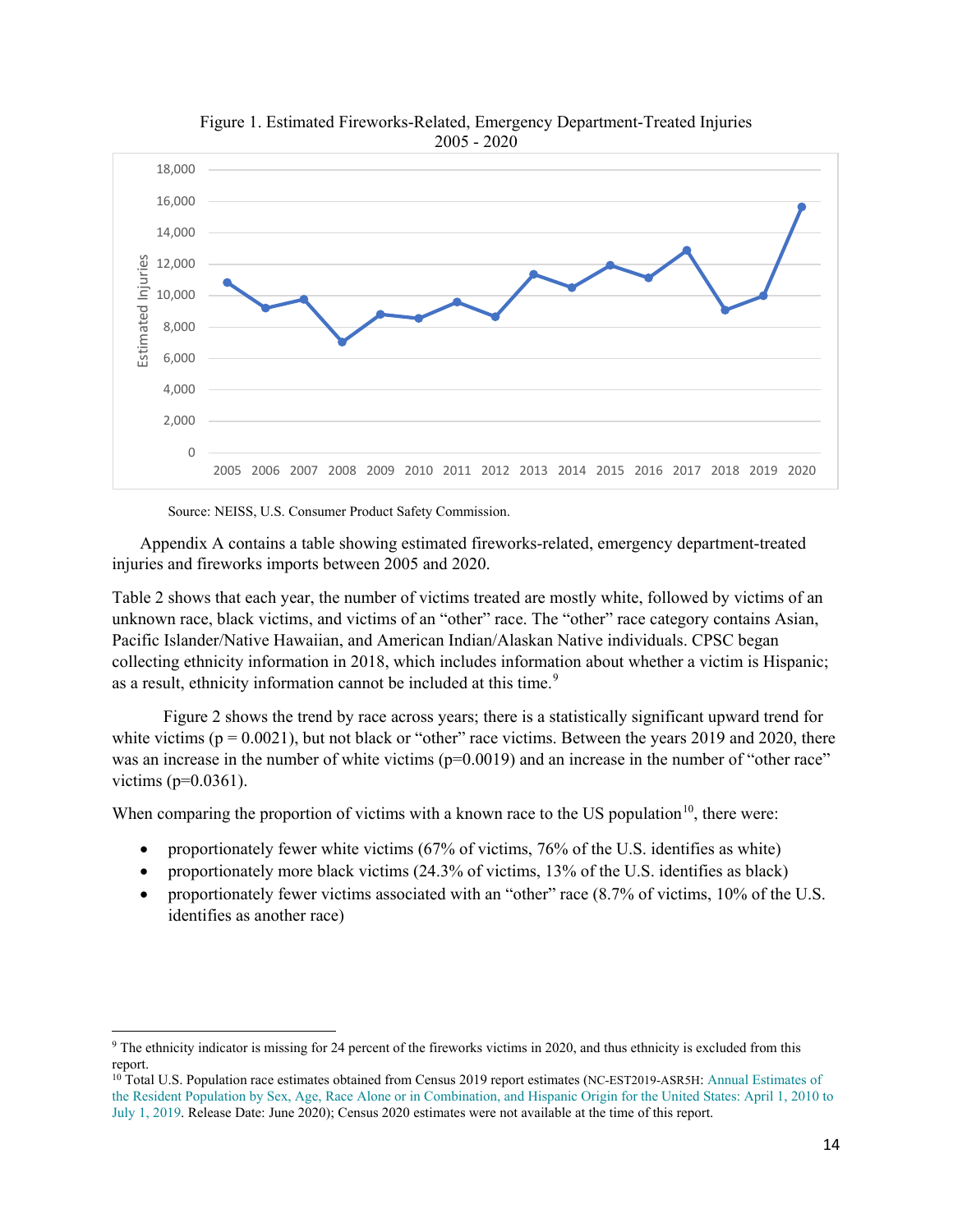Figure 1. Estimated Fireworks-Related, Emergency Department-Treated Injuries 2005 - 2020

Source: NEISS, U.S. Consumer Product Safety Commission.

Appendix A contains a table showing estimated fireworks-related, emergency department-treated injuries and fireworks imports between 2005 and 2020.

Table 2 shows that each year, the number of victims treated are mostly white, followed by victims of an unknown race, black victims, and victims of an "other" race. The "other" race category contains Asian, Pacific Islander/Native Hawaiian, and American Indian/Alaskan Native individuals. CPSC began collecting ethnicity information in 2018, which includes information about whether a victim is Hispanic; as a result, ethnicity information cannot be included at this time.[9]

Figure 2 shows the trend by race across years; there is a statistically significant upward trend for white victims ($p = 0.0021$), but not black or "other" race victims. Between the years 2019 and 2020, there was an increase in the number of white victims ($p=0.0019$) and an increase in the number of "other race" victims ($p=0.0361$).

When comparing the proportion of victims with a known race to the US population[10], there were:

- proportionately fewer white victims (67% of victims, 76% of the U.S. identifies as white)
- proportionately more black victims (24.3% of victims, 13% of the U.S. identifies as black)
- proportionately fewer victims associated with an "other" race (8.7% of victims, 10% of the U.S. identifies as another race)

---

[9] The ethnicity indicator is missing for 24 percent of the fireworks victims in 2020, and thus ethnicity is excluded from this report.

[10] Total U.S. Population race estimates obtained from Census 2019 report estimates (NC-EST2019-ASR5H: Annual Estimates of the Resident Population by Sex, Age, Race Alone or in Combination, and Hispanic Origin for the United States: April 1, 2010 to July 1, 2019. Release Date: June 2020); Census 2020 estimates were not available at the time of this report.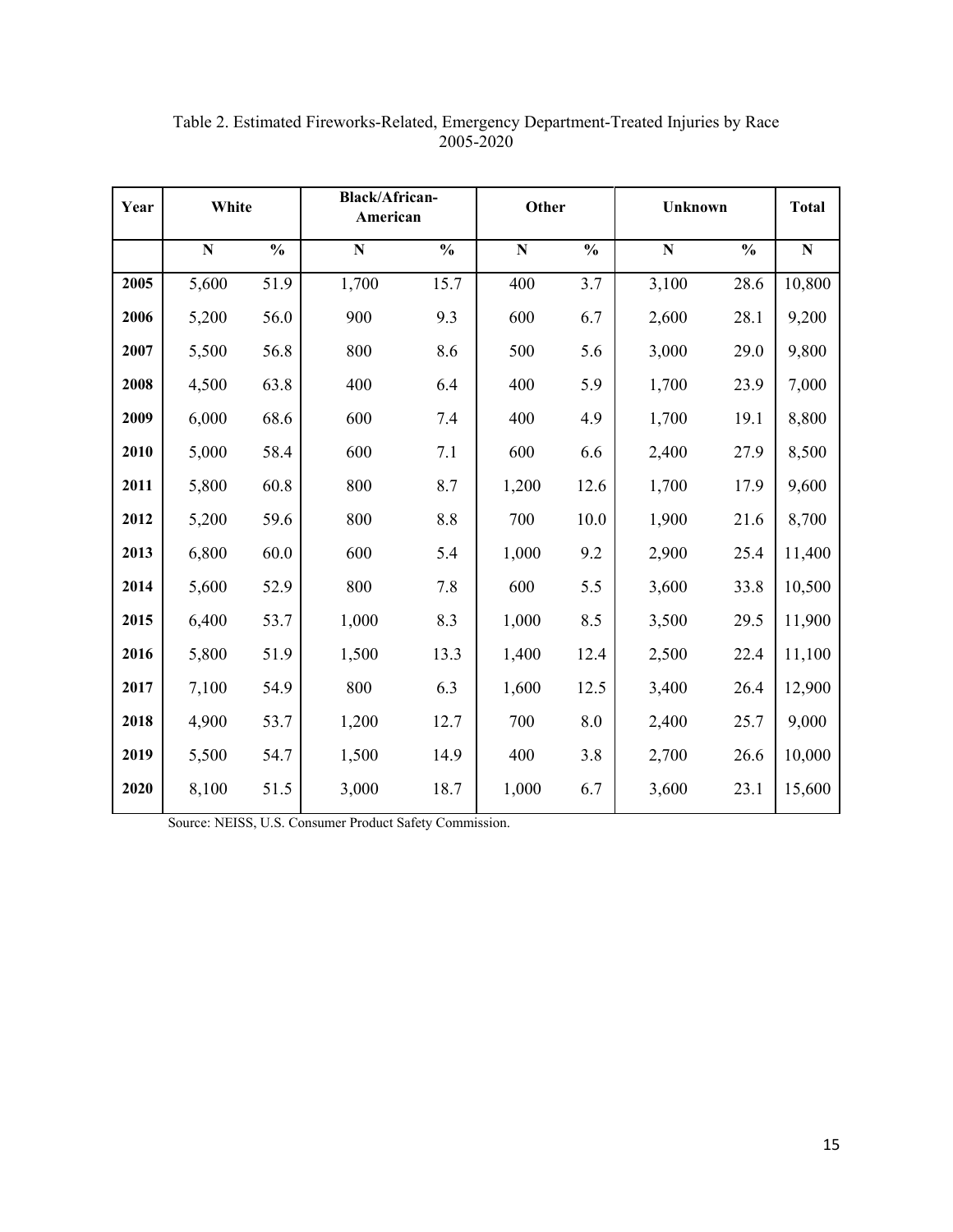Table 2. Estimated Fireworks-Related, Emergency Department-Treated Injuries by Race 2005-2020

| Year | White | | Black/African-American | | Other | | Unknown | | Total |
|---|---|---|---|---|---|---|---|---|---|
| | N | % | N | % | N | % | N | % | N |
| 2005 | 5,600 | 51.9 | 1,700 | 15.7 | 400 | 3.7 | 3,100 | 28.6 | 10,800 |
| 2006 | 5,200 | 56.0 | 900 | 9.3 | 600 | 6.7 | 2,600 | 28.1 | 9,200 |
| 2007 | 5,500 | 56.8 | 800 | 8.6 | 500 | 5.6 | 3,000 | 29.0 | 9,800 |
| 2008 | 4,500 | 63.8 | 400 | 6.4 | 400 | 5.9 | 1,700 | 23.9 | 7,000 |
| 2009 | 6,000 | 68.6 | 600 | 7.4 | 400 | 4.9 | 1,700 | 19.1 | 8,800 |
| 2010 | 5,000 | 58.4 | 600 | 7.1 | 600 | 6.6 | 2,400 | 27.9 | 8,500 |
| 2011 | 5,800 | 60.8 | 800 | 8.7 | 1,200 | 12.6 | 1,700 | 17.9 | 9,600 |
| 2012 | 5,200 | 59.6 | 800 | 8.8 | 700 | 10.0 | 1,900 | 21.6 | 8,700 |
| 2013 | 6,800 | 60.0 | 600 | 5.4 | 1,000 | 9.2 | 2,900 | 25.4 | 11,400 |
| 2014 | 5,600 | 52.9 | 800 | 7.8 | 600 | 5.5 | 3,600 | 33.8 | 10,500 |
| 2015 | 6,400 | 53.7 | 1,000 | 8.3 | 1,000 | 8.5 | 3,500 | 29.5 | 11,900 |
| 2016 | 5,800 | 51.9 | 1,500 | 13.3 | 1,400 | 12.4 | 2,500 | 22.4 | 11,100 |
| 2017 | 7,100 | 54.9 | 800 | 6.3 | 1,600 | 12.5 | 3,400 | 26.4 | 12,900 |
| 2018 | 4,900 | 53.7 | 1,200 | 12.7 | 700 | 8.0 | 2,400 | 25.7 | 9,000 |
| 2019 | 5,500 | 54.7 | 1,500 | 14.9 | 400 | 3.8 | 2,700 | 26.6 | 10,000 |
| 2020 | 8,100 | 51.5 | 3,000 | 18.7 | 1,000 | 6.7 | 3,600 | 23.1 | 15,600 |

Source: NEISS, U.S. Consumer Product Safety Commission.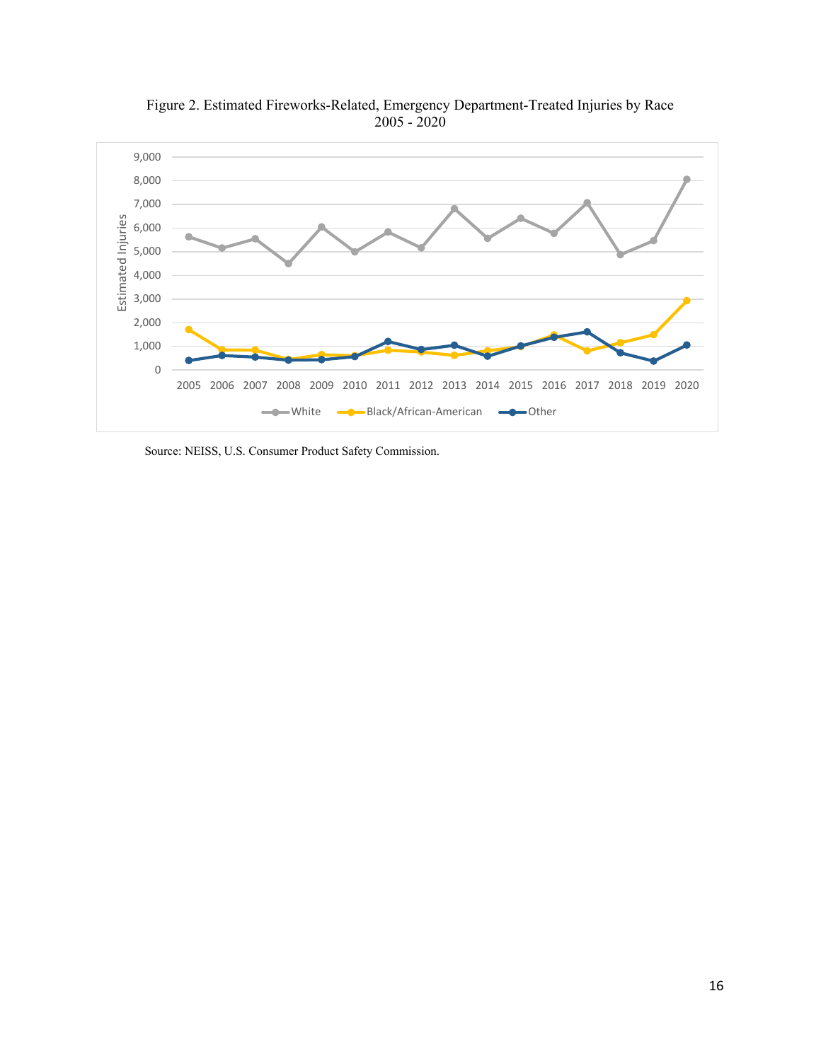Figure 2. Estimated Fireworks-Related, Emergency Department-Treated Injuries by Race 2005 - 2020

Source: NEISS, U.S. Consumer Product Safety Commission.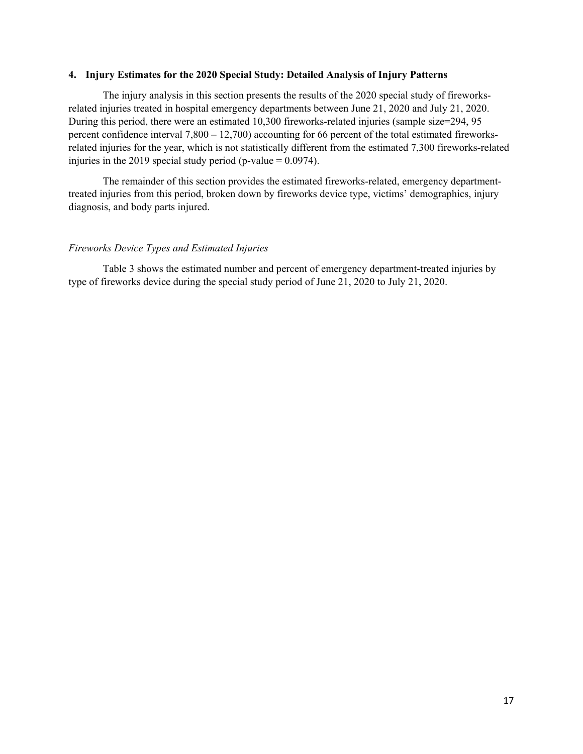## 4. Injury Estimates for the 2020 Special Study: Detailed Analysis of Injury Patterns

The injury analysis in this section presents the results of the 2020 special study of fireworks-related injuries treated in hospital emergency departments between June 21, 2020 and July 21, 2020. During this period, there were an estimated 10,300 fireworks-related injuries (sample size=294, 95 percent confidence interval 7,800 – 12,700) accounting for 66 percent of the total estimated fireworks-related injuries for the year, which is not statistically different from the estimated 7,300 fireworks-related injuries in the 2019 special study period (p-value = 0.0974).

The remainder of this section provides the estimated fireworks-related, emergency department-treated injuries from this period, broken down by fireworks device type, victims' demographics, injury diagnosis, and body parts injured.

*Fireworks Device Types and Estimated Injuries*

Table 3 shows the estimated number and percent of emergency department-treated injuries by type of fireworks device during the special study period of June 21, 2020 to July 21, 2020.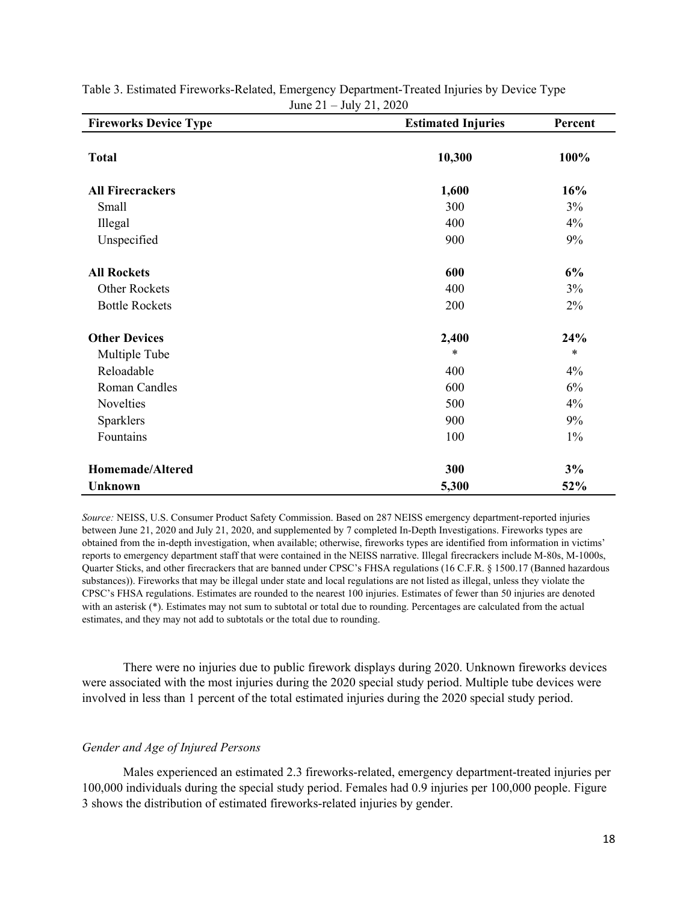Table 3. Estimated Fireworks-Related, Emergency Department-Treated Injuries by Device Type
June 21 – July 21, 2020

| Fireworks Device Type | Estimated Injuries | Percent |
|---|---|---|
| **Total** | **10,300** | **100%** |
| **All Firecrackers** | **1,600** | **16%** |
| Small | 300 | 3% |
| Illegal | 400 | 4% |
| Unspecified | 900 | 9% |
| **All Rockets** | **600** | **6%** |
| Other Rockets | 400 | 3% |
| Bottle Rockets | 200 | 2% |
| **Other Devices** | **2,400** | **24%** |
| Multiple Tube | * | * |
| Reloadable | 400 | 4% |
| Roman Candles | 600 | 6% |
| Novelties | 500 | 4% |
| Sparklers | 900 | 9% |
| Fountains | 100 | 1% |
| **Homemade/Altered** | **300** | **3%** |
| **Unknown** | **5,300** | **52%** |

*Source:* NEISS, U.S. Consumer Product Safety Commission. Based on 287 NEISS emergency department-reported injuries between June 21, 2020 and July 21, 2020, and supplemented by 7 completed In-Depth Investigations. Fireworks types are obtained from the in-depth investigation, when available; otherwise, fireworks types are identified from information in victims' reports to emergency department staff that were contained in the NEISS narrative. Illegal firecrackers include M-80s, M-1000s, Quarter Sticks, and other firecrackers that are banned under CPSC's FHSA regulations (16 C.F.R. § 1500.17 (Banned hazardous substances)). Fireworks that may be illegal under state and local regulations are not listed as illegal, unless they violate the CPSC's FHSA regulations. Estimates are rounded to the nearest 100 injuries. Estimates of fewer than 50 injuries are denoted with an asterisk (*). Estimates may not sum to subtotal or total due to rounding. Percentages are calculated from the actual estimates, and they may not add to subtotals or the total due to rounding.

There were no injuries due to public firework displays during 2020. Unknown fireworks devices were associated with the most injuries during the 2020 special study period. Multiple tube devices were involved in less than 1 percent of the total estimated injuries during the 2020 special study period.

*Gender and Age of Injured Persons*

Males experienced an estimated 2.3 fireworks-related, emergency department-treated injuries per 100,000 individuals during the special study period. Females had 0.9 injuries per 100,000 people. Figure 3 shows the distribution of estimated fireworks-related injuries by gender.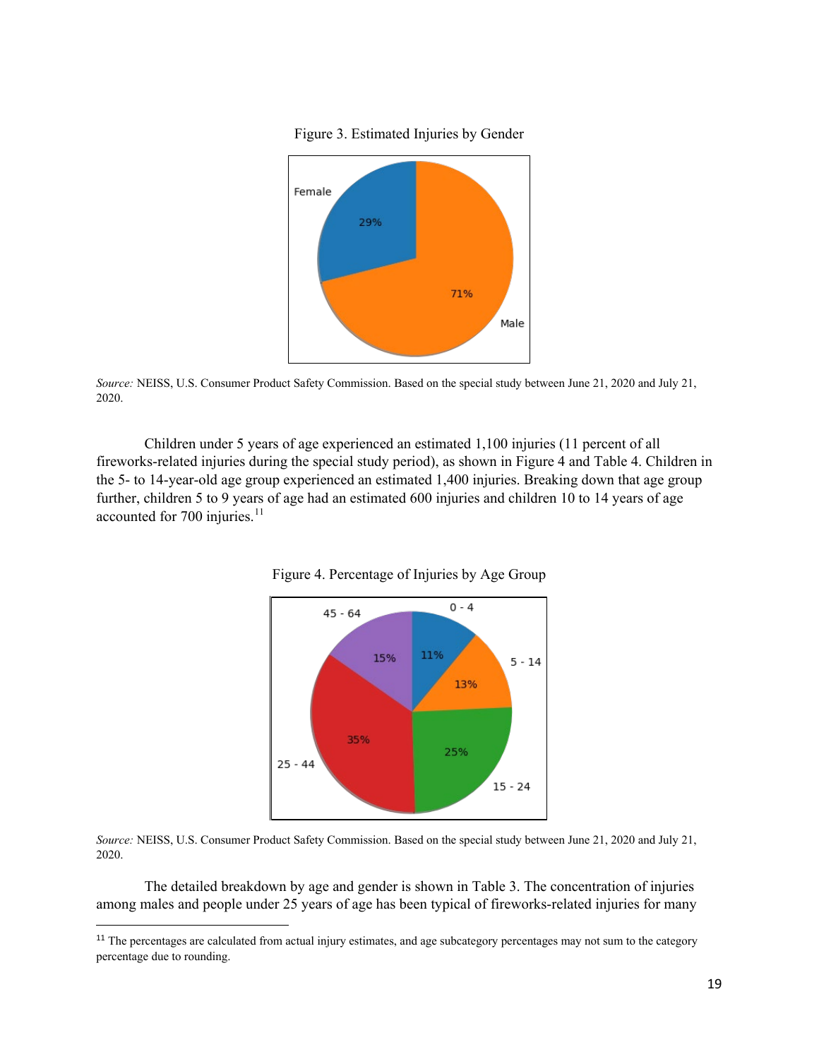Figure 3. Estimated Injuries by Gender

*Source:* NEISS, U.S. Consumer Product Safety Commission. Based on the special study between June 21, 2020 and July 21, 2020.

Children under 5 years of age experienced an estimated 1,100 injuries (11 percent of all fireworks-related injuries during the special study period), as shown in Figure 4 and Table 4. Children in the 5- to 14-year-old age group experienced an estimated 1,400 injuries. Breaking down that age group further, children 5 to 9 years of age had an estimated 600 injuries and children 10 to 14 years of age accounted for 700 injuries.[11]

Figure 4. Percentage of Injuries by Age Group

*Source:* NEISS, U.S. Consumer Product Safety Commission. Based on the special study between June 21, 2020 and July 21, 2020.

The detailed breakdown by age and gender is shown in Table 3. The concentration of injuries among males and people under 25 years of age has been typical of fireworks-related injuries for many

---

[11] The percentages are calculated from actual injury estimates, and age subcategory percentages may not sum to the category percentage due to rounding.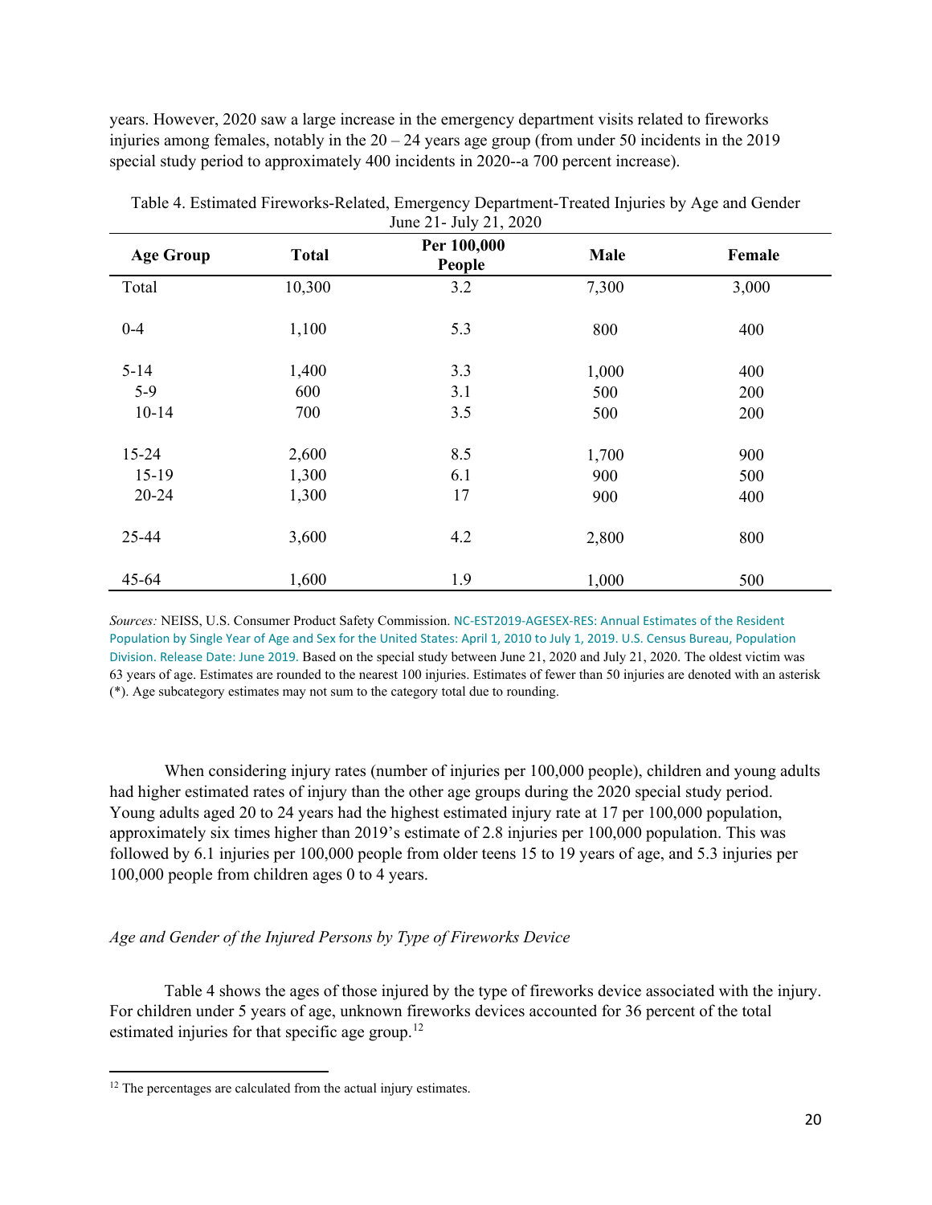years. However, 2020 saw a large increase in the emergency department visits related to fireworks injuries among females, notably in the 20 – 24 years age group (from under 50 incidents in the 2019 special study period to approximately 400 incidents in 2020--a 700 percent increase).

Table 4. Estimated Fireworks-Related, Emergency Department-Treated Injuries by Age and Gender June 21- July 21, 2020

| Age Group | Total | Per 100,000 People | Male | Female |
|---|---|---|---|---|
| Total | 10,300 | 3.2 | 7,300 | 3,000 |
| 0-4 | 1,100 | 5.3 | 800 | 400 |
| 5-14 | 1,400 | 3.3 | 1,000 | 400 |
| 5-9 | 600 | 3.1 | 500 | 200 |
| 10-14 | 700 | 3.5 | 500 | 200 |
| 15-24 | 2,600 | 8.5 | 1,700 | 900 |
| 15-19 | 1,300 | 6.1 | 900 | 500 |
| 20-24 | 1,300 | 17 | 900 | 400 |
| 25-44 | 3,600 | 4.2 | 2,800 | 800 |
| 45-64 | 1,600 | 1.9 | 1,000 | 500 |

*Sources:* NEISS, U.S. Consumer Product Safety Commission. NC-EST2019-AGESEX-RES: Annual Estimates of the Resident Population by Single Year of Age and Sex for the United States: April 1, 2010 to July 1, 2019. U.S. Census Bureau, Population Division. Release Date: June 2019. Based on the special study between June 21, 2020 and July 21, 2020. The oldest victim was 63 years of age. Estimates are rounded to the nearest 100 injuries. Estimates of fewer than 50 injuries are denoted with an asterisk (*). Age subcategory estimates may not sum to the category total due to rounding.

When considering injury rates (number of injuries per 100,000 people), children and young adults had higher estimated rates of injury than the other age groups during the 2020 special study period. Young adults aged 20 to 24 years had the highest estimated injury rate at 17 per 100,000 population, approximately six times higher than 2019's estimate of 2.8 injuries per 100,000 population. This was followed by 6.1 injuries per 100,000 people from older teens 15 to 19 years of age, and 5.3 injuries per 100,000 people from children ages 0 to 4 years.

*Age and Gender of the Injured Persons by Type of Fireworks Device*

Table 4 shows the ages of those injured by the type of fireworks device associated with the injury. For children under 5 years of age, unknown fireworks devices accounted for 36 percent of the total estimated injuries for that specific age group.[12]

[12] The percentages are calculated from the actual injury estimates.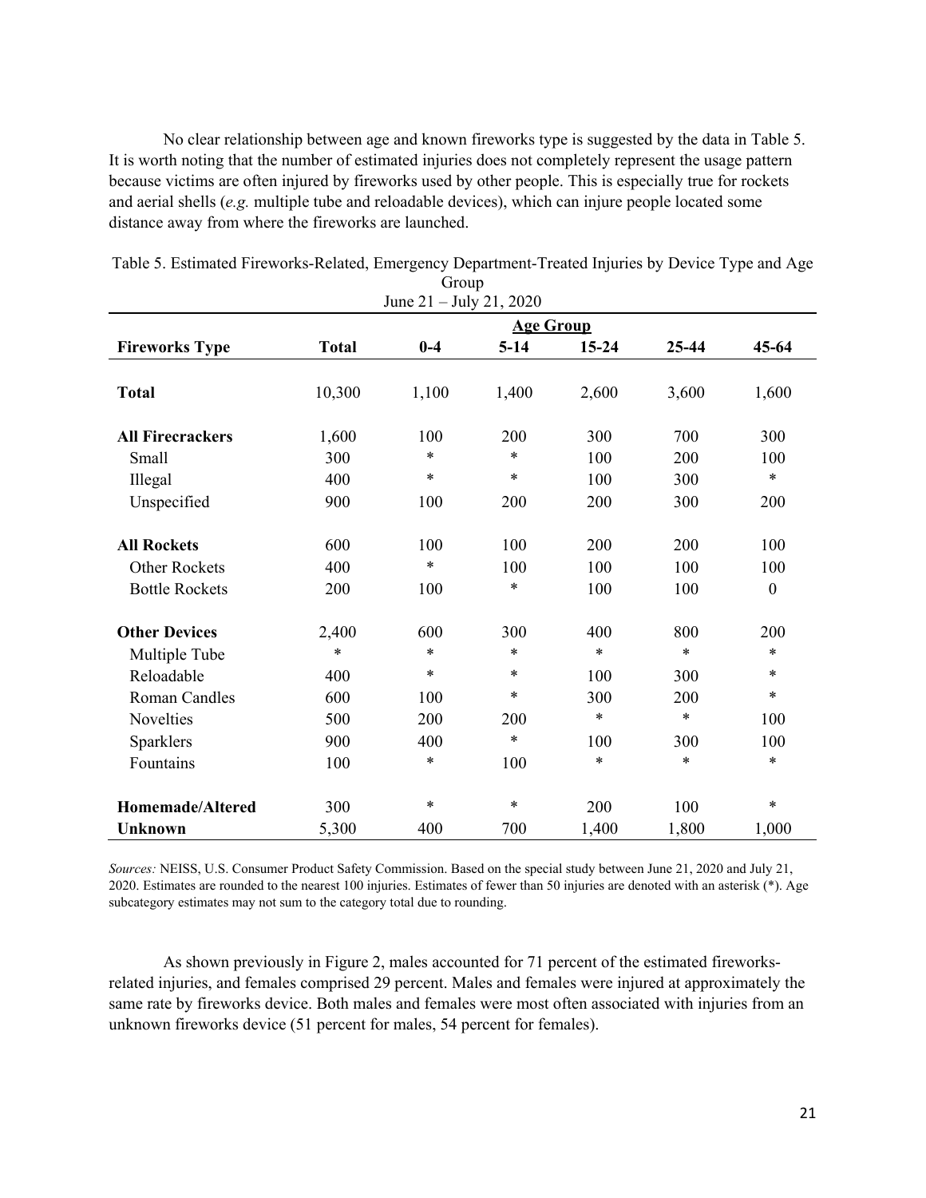No clear relationship between age and known fireworks type is suggested by the data in Table 5. It is worth noting that the number of estimated injuries does not completely represent the usage pattern because victims are often injured by fireworks used by other people. This is especially true for rockets and aerial shells (*e.g.* multiple tube and reloadable devices), which can injure people located some distance away from where the fireworks are launched.

Table 5. Estimated Fireworks-Related, Emergency Department-Treated Injuries by Device Type and Age Group
June 21 – July 21, 2020

| | | Age Group | | | | |
|---|---|---|---|---|---|---|
| **Fireworks Type** | **Total** | **0-4** | **5-14** | **15-24** | **25-44** | **45-64** |
| **Total** | 10,300 | 1,100 | 1,400 | 2,600 | 3,600 | 1,600 |
| **All Firecrackers** | 1,600 | 100 | 200 | 300 | 700 | 300 |
| Small | 300 | * | * | 100 | 200 | 100 |
| Illegal | 400 | * | * | 100 | 300 | * |
| Unspecified | 900 | 100 | 200 | 200 | 300 | 200 |
| **All Rockets** | 600 | 100 | 100 | 200 | 200 | 100 |
| Other Rockets | 400 | * | 100 | 100 | 100 | 100 |
| Bottle Rockets | 200 | 100 | * | 100 | 100 | 0 |
| **Other Devices** | 2,400 | 600 | 300 | 400 | 800 | 200 |
| Multiple Tube | * | * | * | * | * | * |
| Reloadable | 400 | * | * | 100 | 300 | * |
| Roman Candles | 600 | 100 | * | 300 | 200 | * |
| Novelties | 500 | 200 | 200 | * | * | 100 |
| Sparklers | 900 | 400 | * | 100 | 300 | 100 |
| Fountains | 100 | * | 100 | * | * | * |
| **Homemade/Altered** | 300 | * | * | 200 | 100 | * |
| **Unknown** | 5,300 | 400 | 700 | 1,400 | 1,800 | 1,000 |

*Sources:* NEISS, U.S. Consumer Product Safety Commission. Based on the special study between June 21, 2020 and July 21, 2020. Estimates are rounded to the nearest 100 injuries. Estimates of fewer than 50 injuries are denoted with an asterisk (*). Age subcategory estimates may not sum to the category total due to rounding.

As shown previously in Figure 2, males accounted for 71 percent of the estimated fireworks-related injuries, and females comprised 29 percent. Males and females were injured at approximately the same rate by fireworks device. Both males and females were most often associated with injuries from an unknown fireworks device (51 percent for males, 54 percent for females).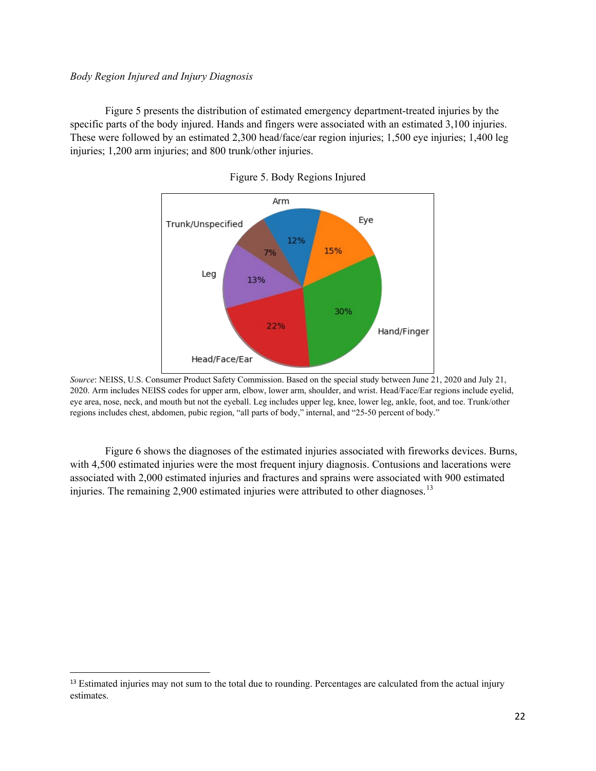*Body Region Injured and Injury Diagnosis*

Figure 5 presents the distribution of estimated emergency department-treated injuries by the specific parts of the body injured. Hands and fingers were associated with an estimated 3,100 injuries. These were followed by an estimated 2,300 head/face/ear region injuries; 1,500 eye injuries; 1,400 leg injuries; 1,200 arm injuries; and 800 trunk/other injuries.

Figure 5. Body Regions Injured

*Source*: NEISS, U.S. Consumer Product Safety Commission. Based on the special study between June 21, 2020 and July 21, 2020. Arm includes NEISS codes for upper arm, elbow, lower arm, shoulder, and wrist. Head/Face/Ear regions include eyelid, eye area, nose, neck, and mouth but not the eyeball. Leg includes upper leg, knee, lower leg, ankle, foot, and toe. Trunk/other regions includes chest, abdomen, pubic region, "all parts of body," internal, and "25-50 percent of body."

Figure 6 shows the diagnoses of the estimated injuries associated with fireworks devices. Burns, with 4,500 estimated injuries were the most frequent injury diagnosis. Contusions and lacerations were associated with 2,000 estimated injuries and fractures and sprains were associated with 900 estimated injuries. The remaining 2,900 estimated injuries were attributed to other diagnoses.[13]

[13] Estimated injuries may not sum to the total due to rounding. Percentages are calculated from the actual injury estimates.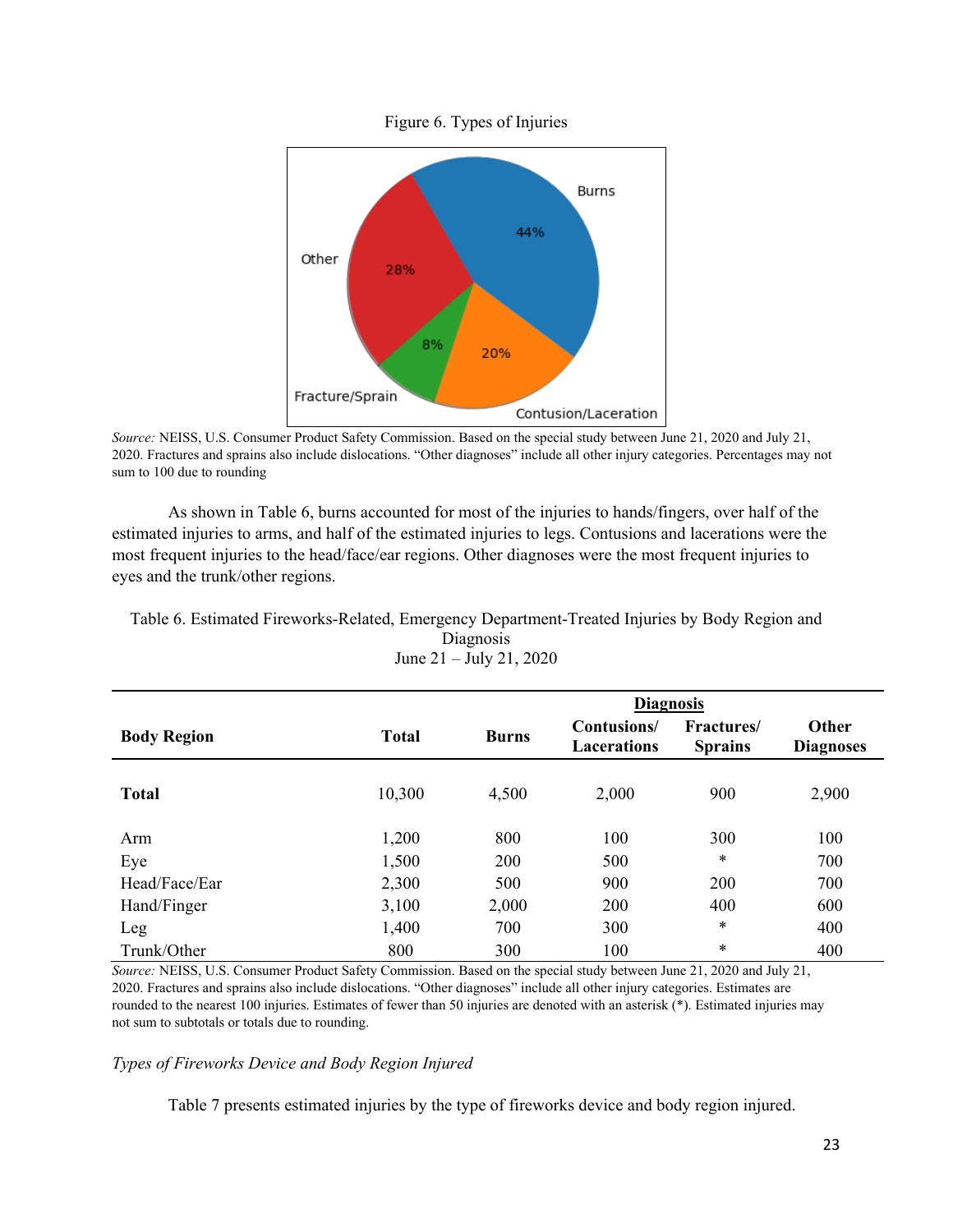Figure 6. Types of Injuries

*Source:* NEISS, U.S. Consumer Product Safety Commission. Based on the special study between June 21, 2020 and July 21, 2020. Fractures and sprains also include dislocations. "Other diagnoses" include all other injury categories. Percentages may not sum to 100 due to rounding

As shown in Table 6, burns accounted for most of the injuries to hands/fingers, over half of the estimated injuries to arms, and half of the estimated injuries to legs. Contusions and lacerations were the most frequent injuries to the head/face/ear regions. Other diagnoses were the most frequent injuries to eyes and the trunk/other regions.

Table 6. Estimated Fireworks-Related, Emergency Department-Treated Injuries by Body Region and Diagnosis
June 21 – July 21, 2020

| | | Diagnosis | | | |
|---|---|---|---|---|---|
| **Body Region** | **Total** | **Burns** | **Contusions/ Lacerations** | **Fractures/ Sprains** | **Other Diagnoses** |
| **Total** | 10,300 | 4,500 | 2,000 | 900 | 2,900 |
| Arm | 1,200 | 800 | 100 | 300 | 100 |
| Eye | 1,500 | 200 | 500 | * | 700 |
| Head/Face/Ear | 2,300 | 500 | 900 | 200 | 700 |
| Hand/Finger | 3,100 | 2,000 | 200 | 400 | 600 |
| Leg | 1,400 | 700 | 300 | * | 400 |
| Trunk/Other | 800 | 300 | 100 | * | 400 |

*Source:* NEISS, U.S. Consumer Product Safety Commission. Based on the special study between June 21, 2020 and July 21, 2020. Fractures and sprains also include dislocations. "Other diagnoses" include all other injury categories. Estimates are rounded to the nearest 100 injuries. Estimates of fewer than 50 injuries are denoted with an asterisk (*). Estimated injuries may not sum to subtotals or totals due to rounding.

*Types of Fireworks Device and Body Region Injured*

Table 7 presents estimated injuries by the type of fireworks device and body region injured.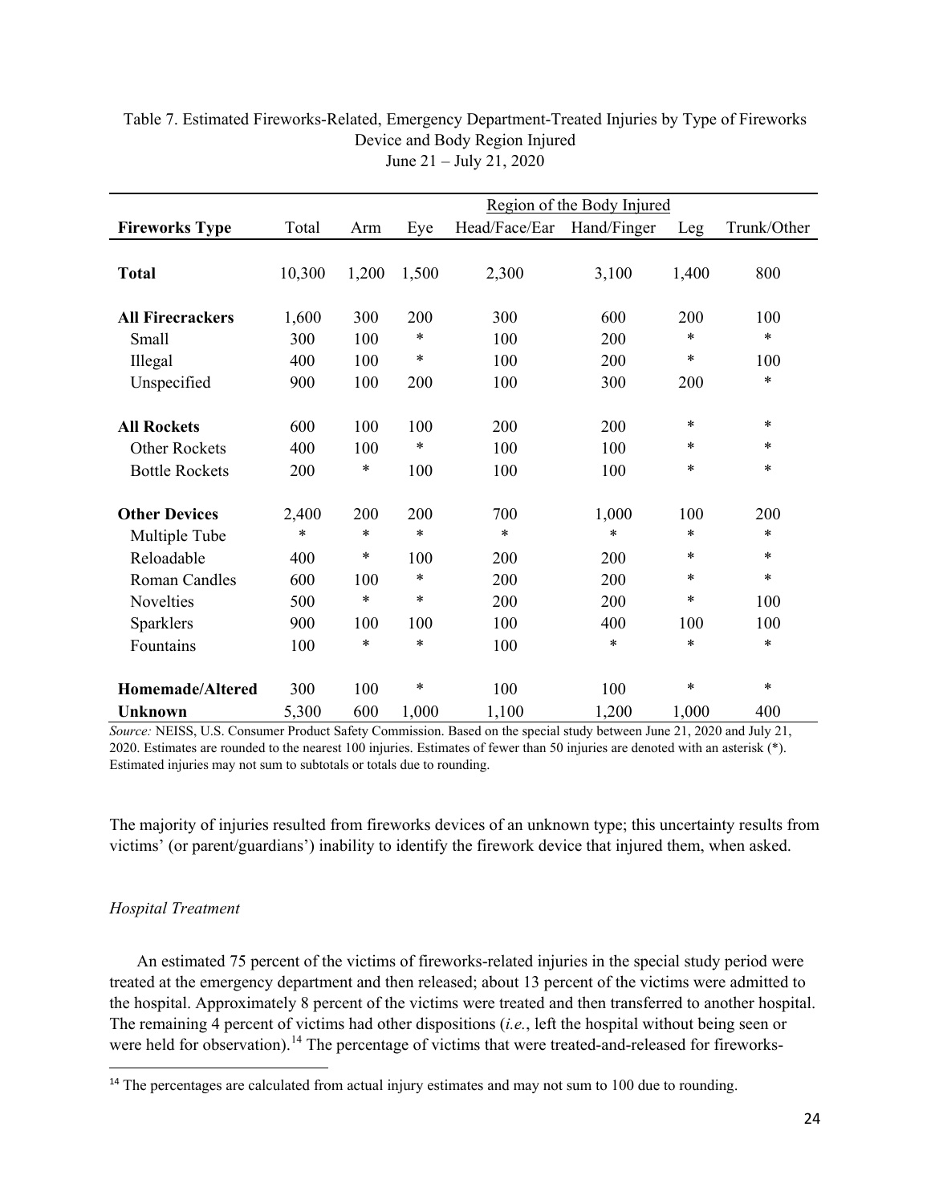Table 7. Estimated Fireworks-Related, Emergency Department-Treated Injuries by Type of Fireworks Device and Body Region Injured
June 21 – July 21, 2020

| | | Region of the Body Injured | | | | | |
|---|---|---|---|---|---|---|---|
| **Fireworks Type** | Total | Arm | Eye | Head/Face/Ear | Hand/Finger | Leg | Trunk/Other |
| **Total** | 10,300 | 1,200 | 1,500 | 2,300 | 3,100 | 1,400 | 800 |
| **All Firecrackers** | 1,600 | 300 | 200 | 300 | 600 | 200 | 100 |
| Small | 300 | 100 | * | 100 | 200 | * | * |
| Illegal | 400 | 100 | * | 100 | 200 | * | 100 |
| Unspecified | 900 | 100 | 200 | 100 | 300 | 200 | * |
| **All Rockets** | 600 | 100 | 100 | 200 | 200 | * | * |
| Other Rockets | 400 | 100 | * | 100 | 100 | * | * |
| Bottle Rockets | 200 | * | 100 | 100 | 100 | * | * |
| **Other Devices** | 2,400 | 200 | 200 | 700 | 1,000 | 100 | 200 |
| Multiple Tube | * | * | * | * | * | * | * |
| Reloadable | 400 | * | 100 | 200 | 200 | * | * |
| Roman Candles | 600 | 100 | * | 200 | 200 | * | * |
| Novelties | 500 | * | * | 200 | 200 | * | 100 |
| Sparklers | 900 | 100 | 100 | 100 | 400 | 100 | 100 |
| Fountains | 100 | * | * | 100 | * | * | * |
| **Homemade/Altered** | 300 | 100 | * | 100 | 100 | * | * |
| **Unknown** | 5,300 | 600 | 1,000 | 1,100 | 1,200 | 1,000 | 400 |

*Source:* NEISS, U.S. Consumer Product Safety Commission. Based on the special study between June 21, 2020 and July 21, 2020. Estimates are rounded to the nearest 100 injuries. Estimates of fewer than 50 injuries are denoted with an asterisk (*). Estimated injuries may not sum to subtotals or totals due to rounding.

The majority of injuries resulted from fireworks devices of an unknown type; this uncertainty results from victims' (or parent/guardians') inability to identify the firework device that injured them, when asked.

*Hospital Treatment*

An estimated 75 percent of the victims of fireworks-related injuries in the special study period were treated at the emergency department and then released; about 13 percent of the victims were admitted to the hospital. Approximately 8 percent of the victims were treated and then transferred to another hospital. The remaining 4 percent of victims had other dispositions (*i.e.*, left the hospital without being seen or were held for observation).[14] The percentage of victims that were treated-and-released for fireworks-

[14] The percentages are calculated from actual injury estimates and may not sum to 100 due to rounding.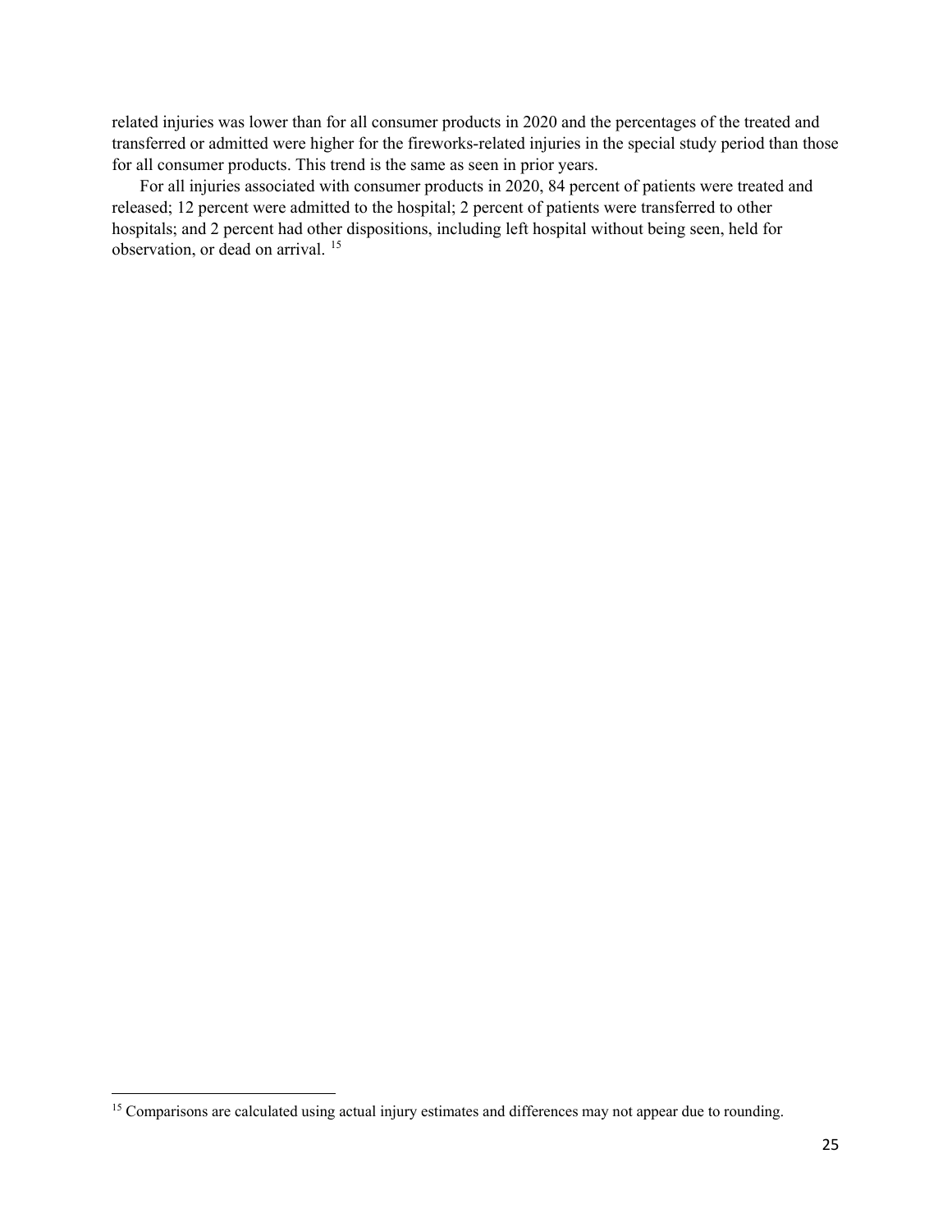related injuries was lower than for all consumer products in 2020 and the percentages of the treated and transferred or admitted were higher for the fireworks-related injuries in the special study period than those for all consumer products. This trend is the same as seen in prior years.

For all injuries associated with consumer products in 2020, 84 percent of patients were treated and released; 12 percent were admitted to the hospital; 2 percent of patients were transferred to other hospitals; and 2 percent had other dispositions, including left hospital without being seen, held for observation, or dead on arrival. [15]

[15] Comparisons are calculated using actual injury estimates and differences may not appear due to rounding.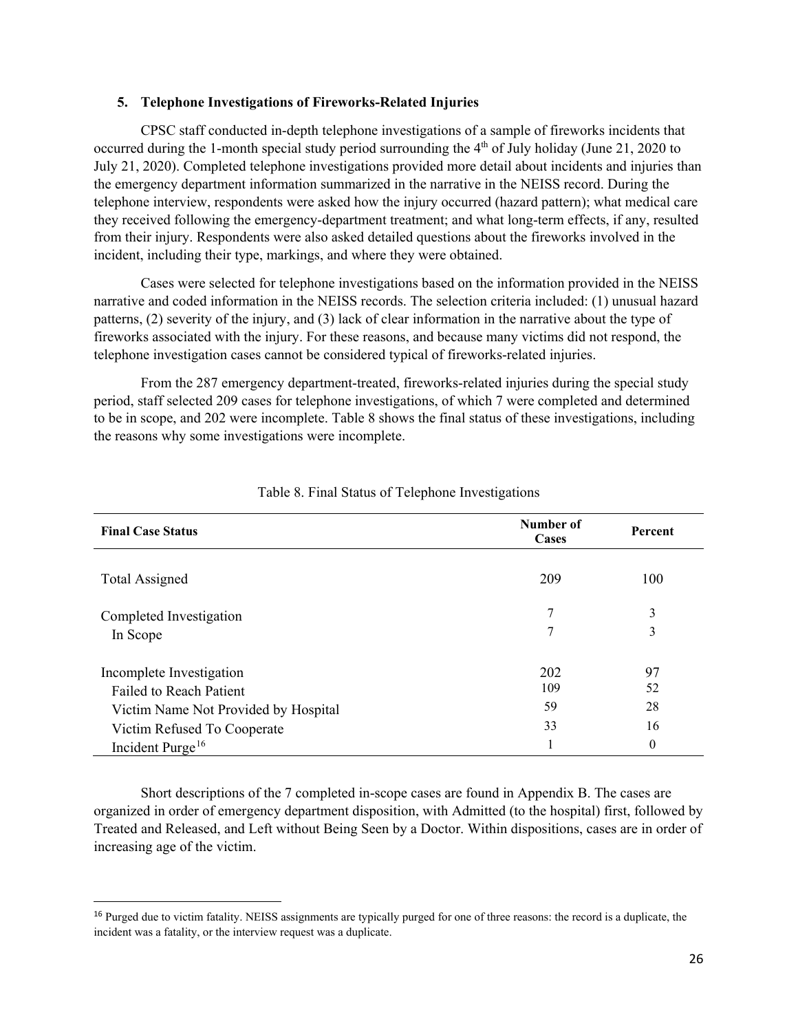### 5. Telephone Investigations of Fireworks-Related Injuries

CPSC staff conducted in-depth telephone investigations of a sample of fireworks incidents that occurred during the 1-month special study period surrounding the 4th of July holiday (June 21, 2020 to July 21, 2020). Completed telephone investigations provided more detail about incidents and injuries than the emergency department information summarized in the narrative in the NEISS record. During the telephone interview, respondents were asked how the injury occurred (hazard pattern); what medical care they received following the emergency-department treatment; and what long-term effects, if any, resulted from their injury. Respondents were also asked detailed questions about the fireworks involved in the incident, including their type, markings, and where they were obtained.

Cases were selected for telephone investigations based on the information provided in the NEISS narrative and coded information in the NEISS records. The selection criteria included: (1) unusual hazard patterns, (2) severity of the injury, and (3) lack of clear information in the narrative about the type of fireworks associated with the injury. For these reasons, and because many victims did not respond, the telephone investigation cases cannot be considered typical of fireworks-related injuries.

From the 287 emergency department-treated, fireworks-related injuries during the special study period, staff selected 209 cases for telephone investigations, of which 7 were completed and determined to be in scope, and 202 were incomplete. Table 8 shows the final status of these investigations, including the reasons why some investigations were incomplete.

Table 8. Final Status of Telephone Investigations

| Final Case Status | Number of Cases | Percent |
|---|---|---|
| Total Assigned | 209 | 100 |
| Completed Investigation | 7 | 3 |
| In Scope | 7 | 3 |
| Incomplete Investigation | 202 | 97 |
| Failed to Reach Patient | 109 | 52 |
| Victim Name Not Provided by Hospital | 59 | 28 |
| Victim Refused To Cooperate | 33 | 16 |
| Incident Purge[16] | 1 | 0 |

Short descriptions of the 7 completed in-scope cases are found in Appendix B. The cases are organized in order of emergency department disposition, with Admitted (to the hospital) first, followed by Treated and Released, and Left without Being Seen by a Doctor. Within dispositions, cases are in order of increasing age of the victim.

[16] Purged due to victim fatality. NEISS assignments are typically purged for one of three reasons: the record is a duplicate, the incident was a fatality, or the interview request was a duplicate.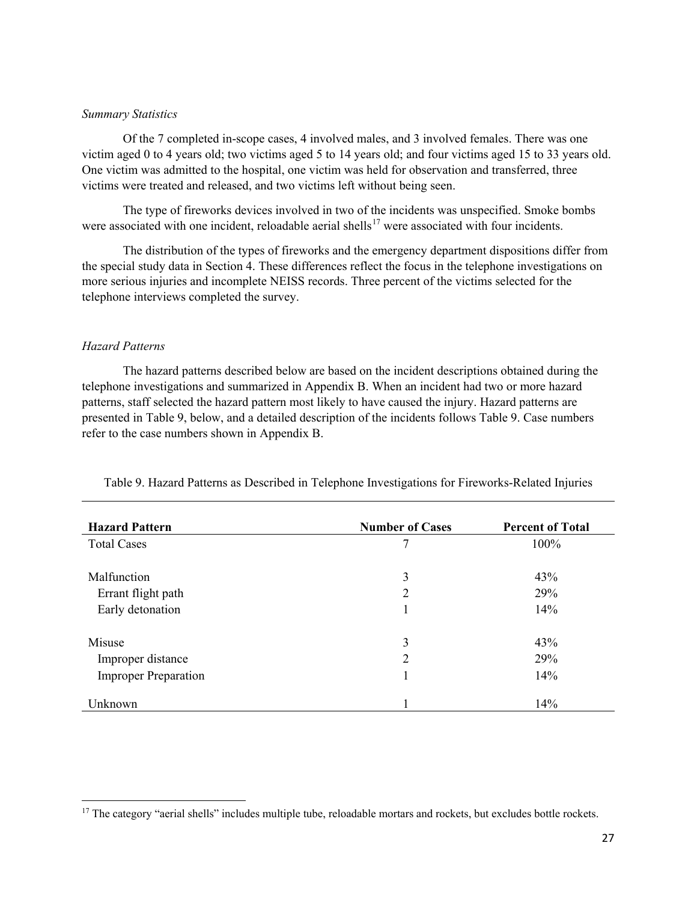*Summary Statistics*

Of the 7 completed in-scope cases, 4 involved males, and 3 involved females. There was one victim aged 0 to 4 years old; two victims aged 5 to 14 years old; and four victims aged 15 to 33 years old. One victim was admitted to the hospital, one victim was held for observation and transferred, three victims were treated and released, and two victims left without being seen.

The type of fireworks devices involved in two of the incidents was unspecified. Smoke bombs were associated with one incident, reloadable aerial shells[17] were associated with four incidents.

The distribution of the types of fireworks and the emergency department dispositions differ from the special study data in Section 4. These differences reflect the focus in the telephone investigations on more serious injuries and incomplete NEISS records. Three percent of the victims selected for the telephone interviews completed the survey.

*Hazard Patterns*

The hazard patterns described below are based on the incident descriptions obtained during the telephone investigations and summarized in Appendix B. When an incident had two or more hazard patterns, staff selected the hazard pattern most likely to have caused the injury. Hazard patterns are presented in Table 9, below, and a detailed description of the incidents follows Table 9. Case numbers refer to the case numbers shown in Appendix B.

Table 9. Hazard Patterns as Described in Telephone Investigations for Fireworks-Related Injuries

| **Hazard Pattern** | **Number of Cases** | **Percent of Total** |
|---|---|---|
| Total Cases | 7 | 100% |
| | | |
| Malfunction | 3 | 43% |
| Errant flight path | 2 | 29% |
| Early detonation | 1 | 14% |
| | | |
| Misuse | 3 | 43% |
| Improper distance | 2 | 29% |
| Improper Preparation | 1 | 14% |
| | | |
| Unknown | 1 | 14% |

[17] The category "aerial shells" includes multiple tube, reloadable mortars and rockets, but excludes bottle rockets.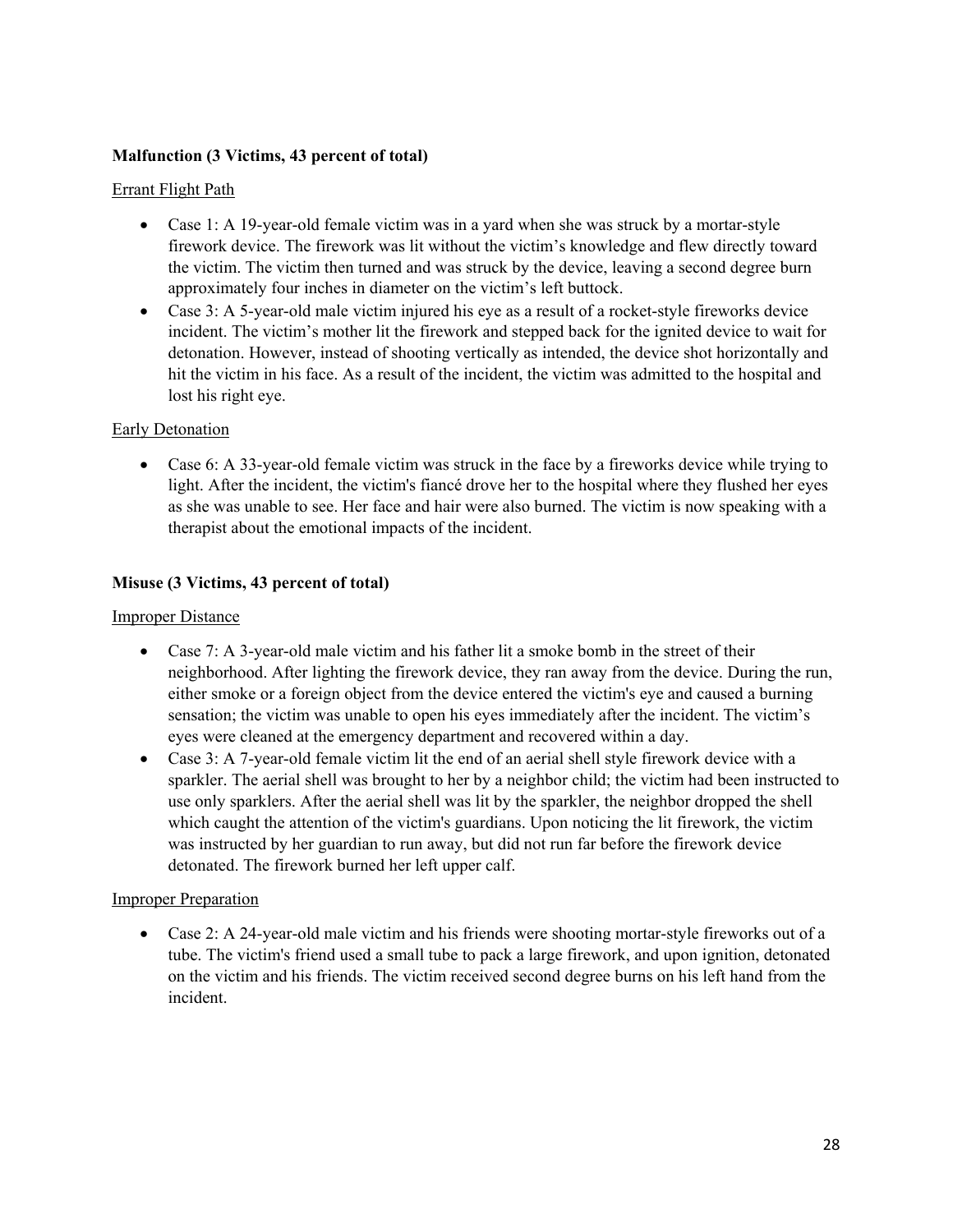**Malfunction (3 Victims, 43 percent of total)**

Errant Flight Path

- Case 1: A 19-year-old female victim was in a yard when she was struck by a mortar-style firework device. The firework was lit without the victim's knowledge and flew directly toward the victim. The victim then turned and was struck by the device, leaving a second degree burn approximately four inches in diameter on the victim's left buttock.
- Case 3: A 5-year-old male victim injured his eye as a result of a rocket-style fireworks device incident. The victim's mother lit the firework and stepped back for the ignited device to wait for detonation. However, instead of shooting vertically as intended, the device shot horizontally and hit the victim in his face. As a result of the incident, the victim was admitted to the hospital and lost his right eye.

Early Detonation

- Case 6: A 33-year-old female victim was struck in the face by a fireworks device while trying to light. After the incident, the victim's fiancé drove her to the hospital where they flushed her eyes as she was unable to see. Her face and hair were also burned. The victim is now speaking with a therapist about the emotional impacts of the incident.

**Misuse (3 Victims, 43 percent of total)**

Improper Distance

- Case 7: A 3-year-old male victim and his father lit a smoke bomb in the street of their neighborhood. After lighting the firework device, they ran away from the device. During the run, either smoke or a foreign object from the device entered the victim's eye and caused a burning sensation; the victim was unable to open his eyes immediately after the incident. The victim's eyes were cleaned at the emergency department and recovered within a day.
- Case 3: A 7-year-old female victim lit the end of an aerial shell style firework device with a sparkler. The aerial shell was brought to her by a neighbor child; the victim had been instructed to use only sparklers. After the aerial shell was lit by the sparkler, the neighbor dropped the shell which caught the attention of the victim's guardians. Upon noticing the lit firework, the victim was instructed by her guardian to run away, but did not run far before the firework device detonated. The firework burned her left upper calf.

Improper Preparation

- Case 2: A 24-year-old male victim and his friends were shooting mortar-style fireworks out of a tube. The victim's friend used a small tube to pack a large firework, and upon ignition, detonated on the victim and his friends. The victim received second degree burns on his left hand from the incident.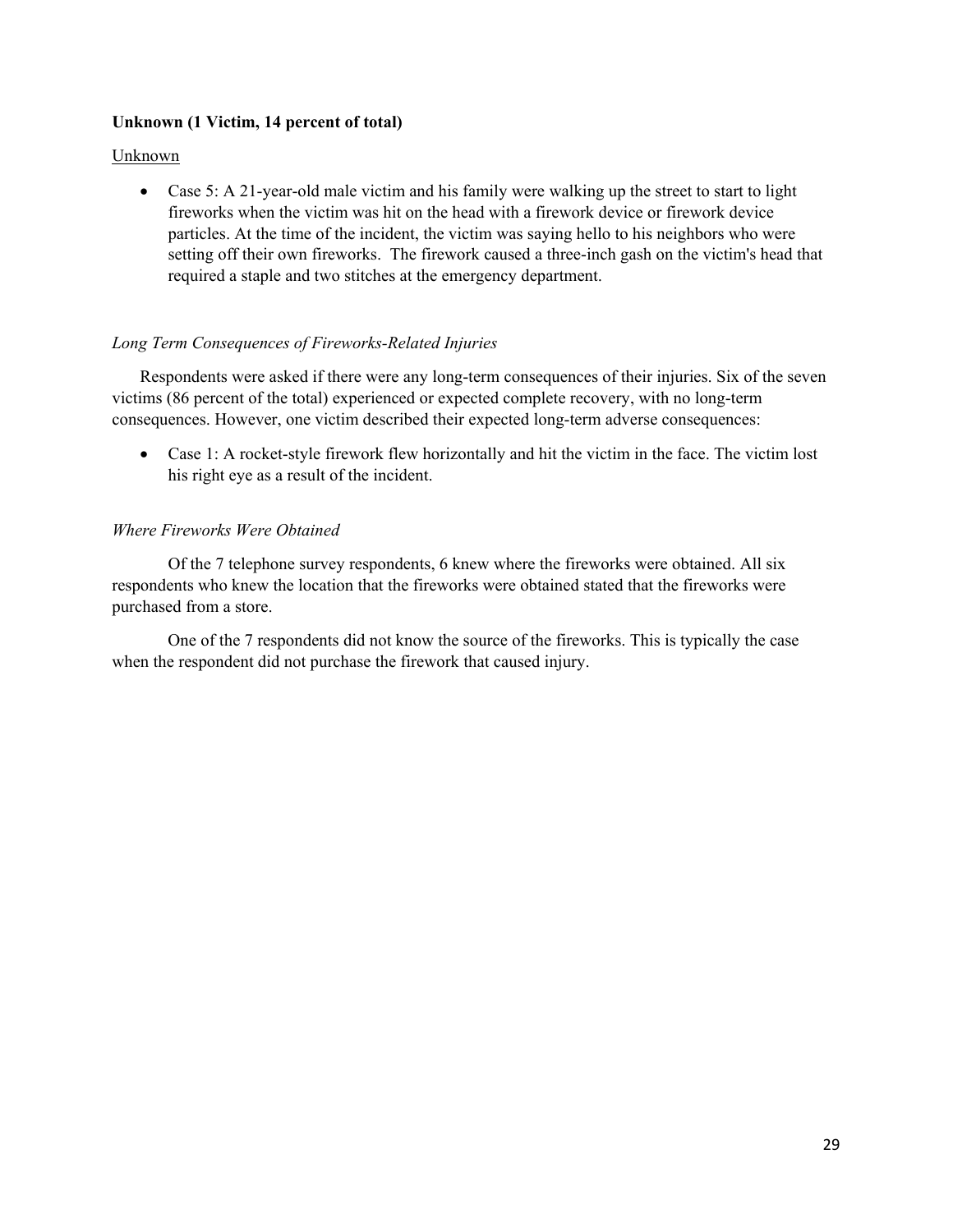**Unknown (1 Victim, 14 percent of total)**

Unknown

- Case 5: A 21-year-old male victim and his family were walking up the street to start to light fireworks when the victim was hit on the head with a firework device or firework device particles. At the time of the incident, the victim was saying hello to his neighbors who were setting off their own fireworks. The firework caused a three-inch gash on the victim's head that required a staple and two stitches at the emergency department.

*Long Term Consequences of Fireworks-Related Injuries*

Respondents were asked if there were any long-term consequences of their injuries. Six of the seven victims (86 percent of the total) experienced or expected complete recovery, with no long-term consequences. However, one victim described their expected long-term adverse consequences:

- Case 1: A rocket-style firework flew horizontally and hit the victim in the face. The victim lost his right eye as a result of the incident.

*Where Fireworks Were Obtained*

Of the 7 telephone survey respondents, 6 knew where the fireworks were obtained. All six respondents who knew the location that the fireworks were obtained stated that the fireworks were purchased from a store.

One of the 7 respondents did not know the source of the fireworks. This is typically the case when the respondent did not purchase the firework that caused injury.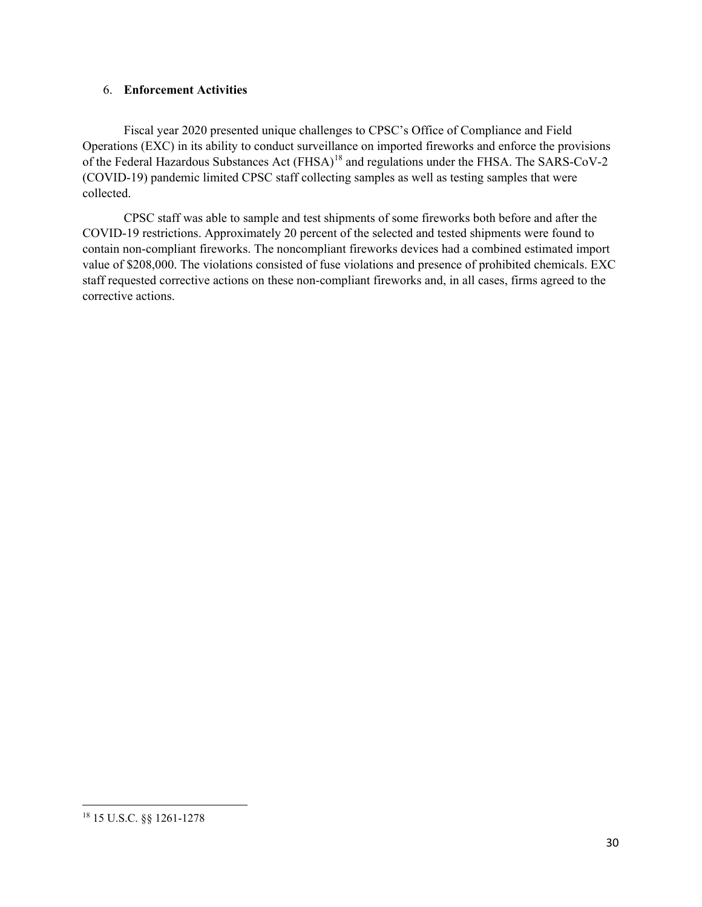## 6. **Enforcement Activities**

Fiscal year 2020 presented unique challenges to CPSC's Office of Compliance and Field Operations (EXC) in its ability to conduct surveillance on imported fireworks and enforce the provisions of the Federal Hazardous Substances Act (FHSA)[18] and regulations under the FHSA. The SARS-CoV-2 (COVID-19) pandemic limited CPSC staff collecting samples as well as testing samples that were collected.

CPSC staff was able to sample and test shipments of some fireworks both before and after the COVID-19 restrictions. Approximately 20 percent of the selected and tested shipments were found to contain non-compliant fireworks. The noncompliant fireworks devices had a combined estimated import value of $208,000. The violations consisted of fuse violations and presence of prohibited chemicals. EXC staff requested corrective actions on these non-compliant fireworks and, in all cases, firms agreed to the corrective actions.

[18] 15 U.S.C. §§ 1261-1278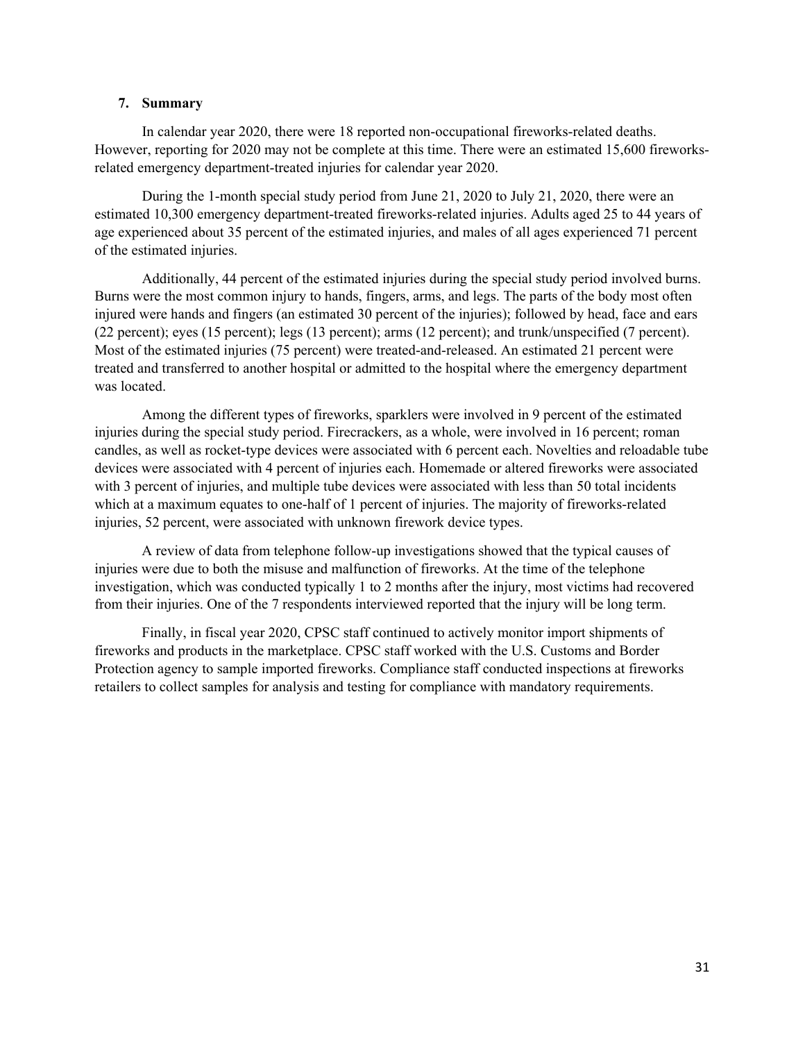## 7. Summary

In calendar year 2020, there were 18 reported non-occupational fireworks-related deaths. However, reporting for 2020 may not be complete at this time. There were an estimated 15,600 fireworks-related emergency department-treated injuries for calendar year 2020.

During the 1-month special study period from June 21, 2020 to July 21, 2020, there were an estimated 10,300 emergency department-treated fireworks-related injuries. Adults aged 25 to 44 years of age experienced about 35 percent of the estimated injuries, and males of all ages experienced 71 percent of the estimated injuries.

Additionally, 44 percent of the estimated injuries during the special study period involved burns. Burns were the most common injury to hands, fingers, arms, and legs. The parts of the body most often injured were hands and fingers (an estimated 30 percent of the injuries); followed by head, face and ears (22 percent); eyes (15 percent); legs (13 percent); arms (12 percent); and trunk/unspecified (7 percent). Most of the estimated injuries (75 percent) were treated-and-released. An estimated 21 percent were treated and transferred to another hospital or admitted to the hospital where the emergency department was located.

Among the different types of fireworks, sparklers were involved in 9 percent of the estimated injuries during the special study period. Firecrackers, as a whole, were involved in 16 percent; roman candles, as well as rocket-type devices were associated with 6 percent each. Novelties and reloadable tube devices were associated with 4 percent of injuries each. Homemade or altered fireworks were associated with 3 percent of injuries, and multiple tube devices were associated with less than 50 total incidents which at a maximum equates to one-half of 1 percent of injuries. The majority of fireworks-related injuries, 52 percent, were associated with unknown firework device types.

A review of data from telephone follow-up investigations showed that the typical causes of injuries were due to both the misuse and malfunction of fireworks. At the time of the telephone investigation, which was conducted typically 1 to 2 months after the injury, most victims had recovered from their injuries. One of the 7 respondents interviewed reported that the injury will be long term.

Finally, in fiscal year 2020, CPSC staff continued to actively monitor import shipments of fireworks and products in the marketplace. CPSC staff worked with the U.S. Customs and Border Protection agency to sample imported fireworks. Compliance staff conducted inspections at fireworks retailers to collect samples for analysis and testing for compliance with mandatory requirements.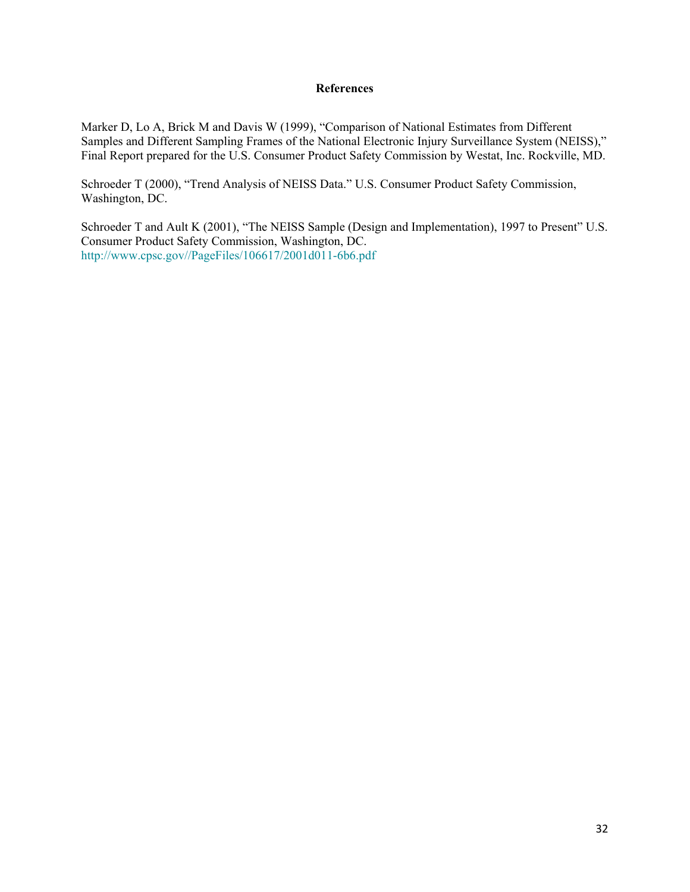## References

Marker D, Lo A, Brick M and Davis W (1999), "Comparison of National Estimates from Different Samples and Different Sampling Frames of the National Electronic Injury Surveillance System (NEISS)," Final Report prepared for the U.S. Consumer Product Safety Commission by Westat, Inc. Rockville, MD.

Schroeder T (2000), "Trend Analysis of NEISS Data." U.S. Consumer Product Safety Commission, Washington, DC.

Schroeder T and Ault K (2001), "The NEISS Sample (Design and Implementation), 1997 to Present" U.S. Consumer Product Safety Commission, Washington, DC.
http://www.cpsc.gov//PageFiles/106617/2001d011-6b6.pdf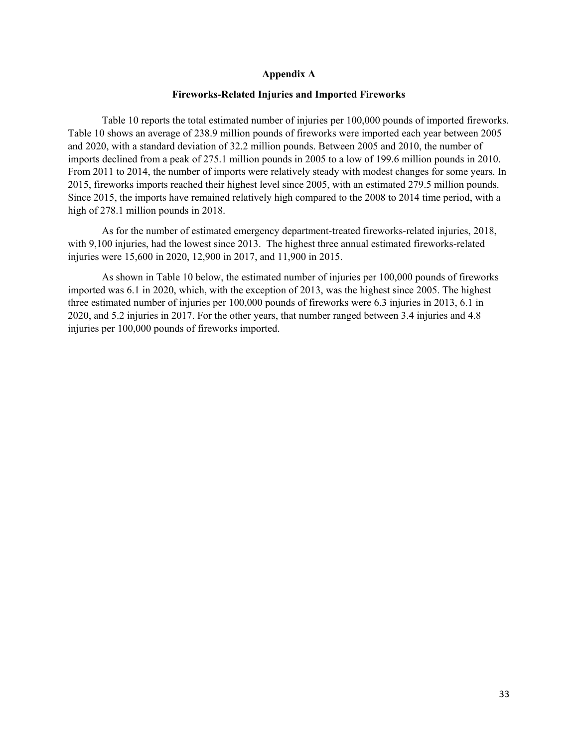# Appendix A

## Fireworks-Related Injuries and Imported Fireworks

Table 10 reports the total estimated number of injuries per 100,000 pounds of imported fireworks. Table 10 shows an average of 238.9 million pounds of fireworks were imported each year between 2005 and 2020, with a standard deviation of 32.2 million pounds. Between 2005 and 2010, the number of imports declined from a peak of 275.1 million pounds in 2005 to a low of 199.6 million pounds in 2010. From 2011 to 2014, the number of imports were relatively steady with modest changes for some years. In 2015, fireworks imports reached their highest level since 2005, with an estimated 279.5 million pounds. Since 2015, the imports have remained relatively high compared to the 2008 to 2014 time period, with a high of 278.1 million pounds in 2018.

As for the number of estimated emergency department-treated fireworks-related injuries, 2018, with 9,100 injuries, had the lowest since 2013. The highest three annual estimated fireworks-related injuries were 15,600 in 2020, 12,900 in 2017, and 11,900 in 2015.

As shown in Table 10 below, the estimated number of injuries per 100,000 pounds of fireworks imported was 6.1 in 2020, which, with the exception of 2013, was the highest since 2005. The highest three estimated number of injuries per 100,000 pounds of fireworks were 6.3 injuries in 2013, 6.1 in 2020, and 5.2 injuries in 2017. For the other years, that number ranged between 3.4 injuries and 4.8 injuries per 100,000 pounds of fireworks imported.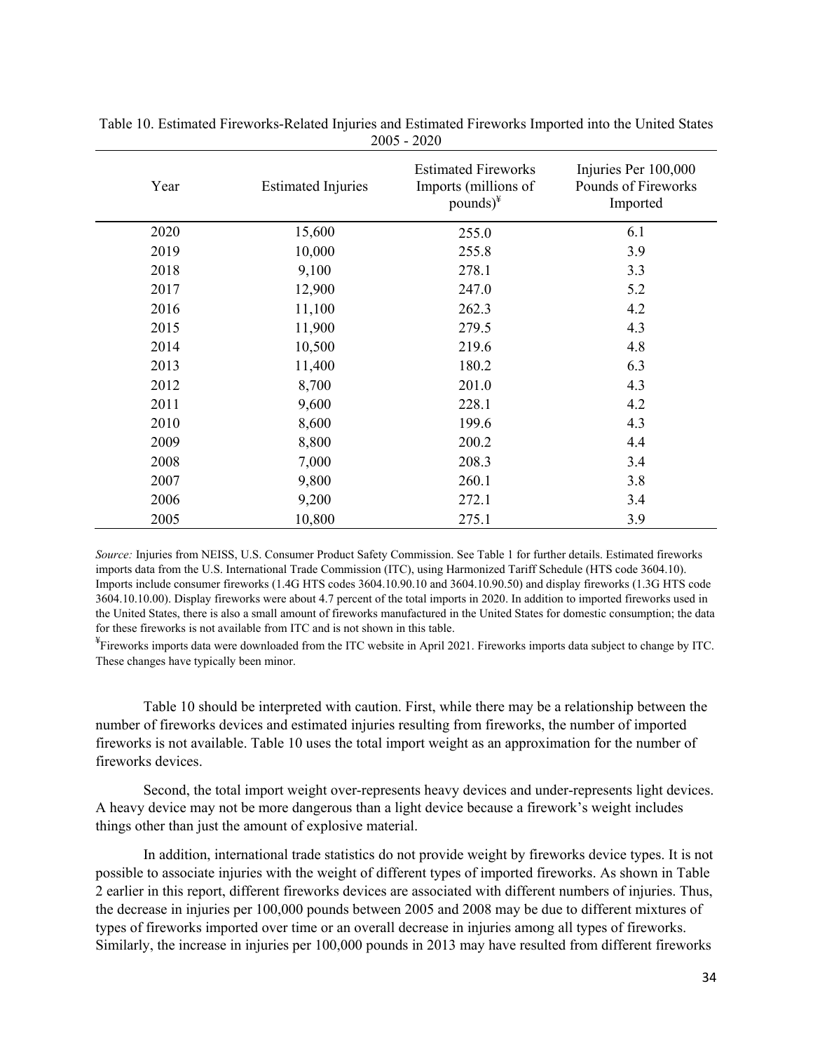Table 10. Estimated Fireworks-Related Injuries and Estimated Fireworks Imported into the United States 2005 - 2020

| Year | Estimated Injuries | Estimated Fireworks Imports (millions of pounds)[¥] | Injuries Per 100,000 Pounds of Fireworks Imported |
|---|---|---|---|
| 2020 | 15,600 | 255.0 | 6.1 |
| 2019 | 10,000 | 255.8 | 3.9 |
| 2018 | 9,100 | 278.1 | 3.3 |
| 2017 | 12,900 | 247.0 | 5.2 |
| 2016 | 11,100 | 262.3 | 4.2 |
| 2015 | 11,900 | 279.5 | 4.3 |
| 2014 | 10,500 | 219.6 | 4.8 |
| 2013 | 11,400 | 180.2 | 6.3 |
| 2012 | 8,700 | 201.0 | 4.3 |
| 2011 | 9,600 | 228.1 | 4.2 |
| 2010 | 8,600 | 199.6 | 4.3 |
| 2009 | 8,800 | 200.2 | 4.4 |
| 2008 | 7,000 | 208.3 | 3.4 |
| 2007 | 9,800 | 260.1 | 3.8 |
| 2006 | 9,200 | 272.1 | 3.4 |
| 2005 | 10,800 | 275.1 | 3.9 |

*Source:* Injuries from NEISS, U.S. Consumer Product Safety Commission. See Table 1 for further details. Estimated fireworks imports data from the U.S. International Trade Commission (ITC), using Harmonized Tariff Schedule (HTS code 3604.10). Imports include consumer fireworks (1.4G HTS codes 3604.10.90.10 and 3604.10.90.50) and display fireworks (1.3G HTS code 3604.10.10.00). Display fireworks were about 4.7 percent of the total imports in 2020. In addition to imported fireworks used in the United States, there is also a small amount of fireworks manufactured in the United States for domestic consumption; the data for these fireworks is not available from ITC and is not shown in this table.

[¥]Fireworks imports data were downloaded from the ITC website in April 2021. Fireworks imports data subject to change by ITC. These changes have typically been minor.

Table 10 should be interpreted with caution. First, while there may be a relationship between the number of fireworks devices and estimated injuries resulting from fireworks, the number of imported fireworks is not available. Table 10 uses the total import weight as an approximation for the number of fireworks devices.

Second, the total import weight over-represents heavy devices and under-represents light devices. A heavy device may not be more dangerous than a light device because a firework's weight includes things other than just the amount of explosive material.

In addition, international trade statistics do not provide weight by fireworks device types. It is not possible to associate injuries with the weight of different types of imported fireworks. As shown in Table 2 earlier in this report, different fireworks devices are associated with different numbers of injuries. Thus, the decrease in injuries per 100,000 pounds between 2005 and 2008 may be due to different mixtures of types of fireworks imported over time or an overall decrease in injuries among all types of fireworks. Similarly, the increase in injuries per 100,000 pounds in 2013 may have resulted from different fireworks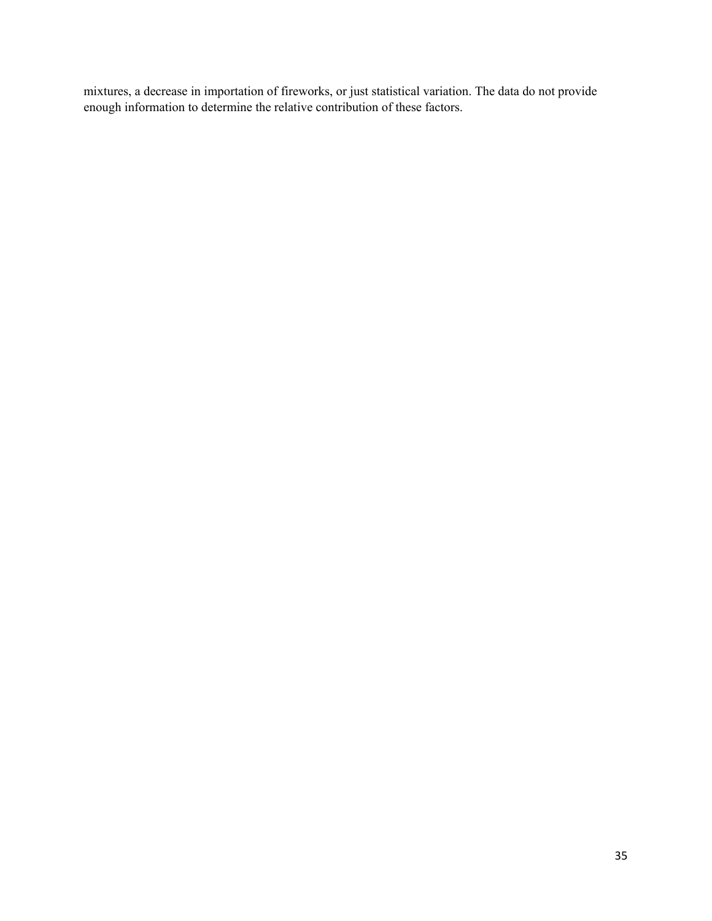mixtures, a decrease in importation of fireworks, or just statistical variation. The data do not provide enough information to determine the relative contribution of these factors.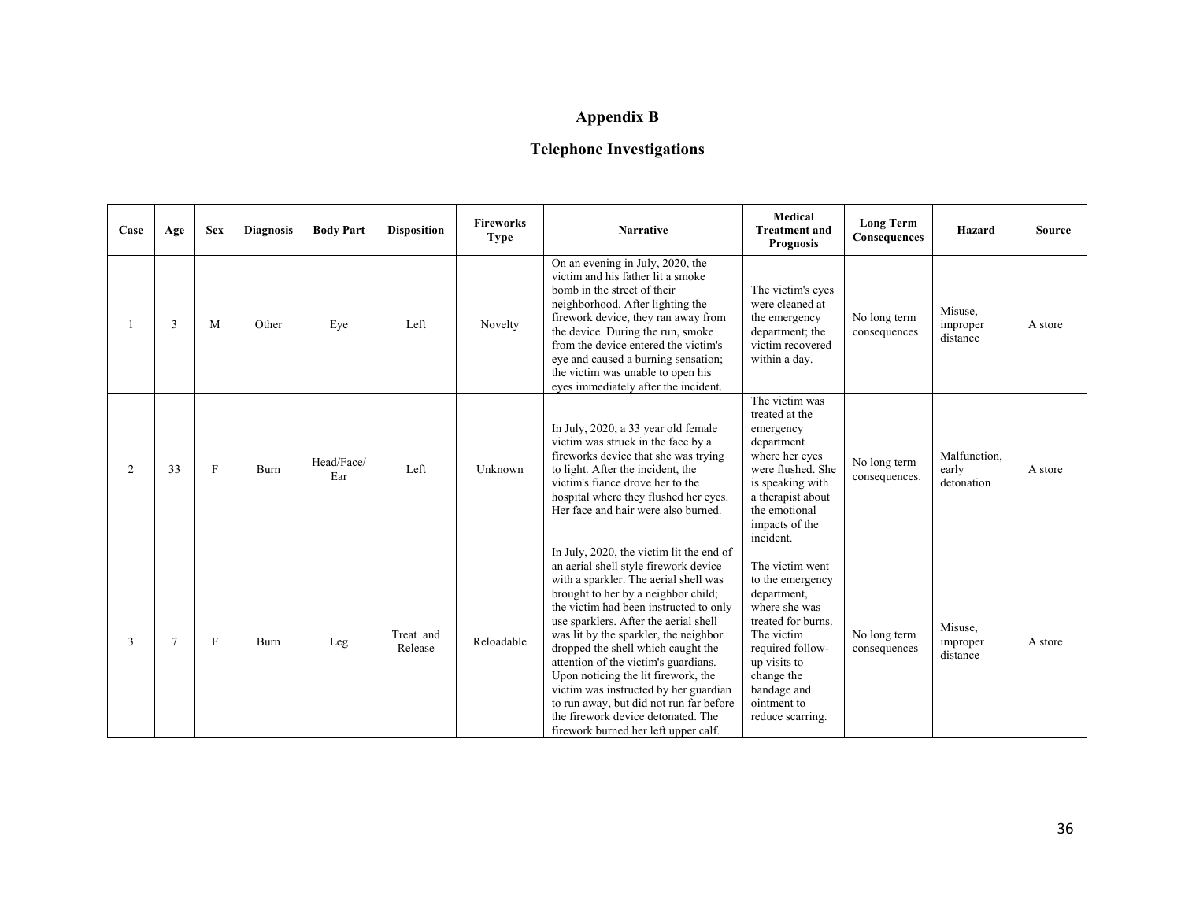## Appendix B

## Telephone Investigations

| Case | Age | Sex | Diagnosis | Body Part | Disposition | Fireworks Type | Narrative | Medical Treatment and Prognosis | Long Term Consequences | Hazard | Source |
|---|---|---|---|---|---|---|---|---|---|---|---|
| 1 | 3 | M | Other | Eye | Left | Novelty | On an evening in July, 2020, the victim and his father lit a smoke bomb in the street of their neighborhood. After lighting the firework device, they ran away from the device. During the run, smoke from the device entered the victim's eye and caused a burning sensation; the victim was unable to open his eyes immediately after the incident. | The victim's eyes were cleaned at the emergency department; the victim recovered within a day. | No long term consequences | Misuse, improper distance | A store |
| 2 | 33 | F | Burn | Head/Face/ Ear | Left | Unknown | In July, 2020, a 33 year old female victim was struck in the face by a fireworks device that she was trying to light. After the incident, the victim's fiance drove her to the hospital where they flushed her eyes. Her face and hair were also burned. | The victim was treated at the emergency department where her eyes were flushed. She is speaking with a therapist about the emotional impacts of the incident. | No long term consequences. | Malfunction, early detonation | A store |
| 3 | 7 | F | Burn | Leg | Treat and Release | Reloadable | In July, 2020, the victim lit the end of an aerial shell style firework device with a sparkler. The aerial shell was brought to her by a neighbor child; the victim had been instructed to only use sparklers. After the aerial shell was lit by the sparkler, the neighbor dropped the shell which caught the attention of the victim's guardians. Upon noticing the lit firework, the victim was instructed by her guardian to run away, but did not run far before the firework device detonated. The firework burned her left upper calf. | The victim went to the emergency department, where she was treated for burns. The victim required follow-up visits to change the bandage and ointment to reduce scarring. | No long term consequences | Misuse, improper distance | A store |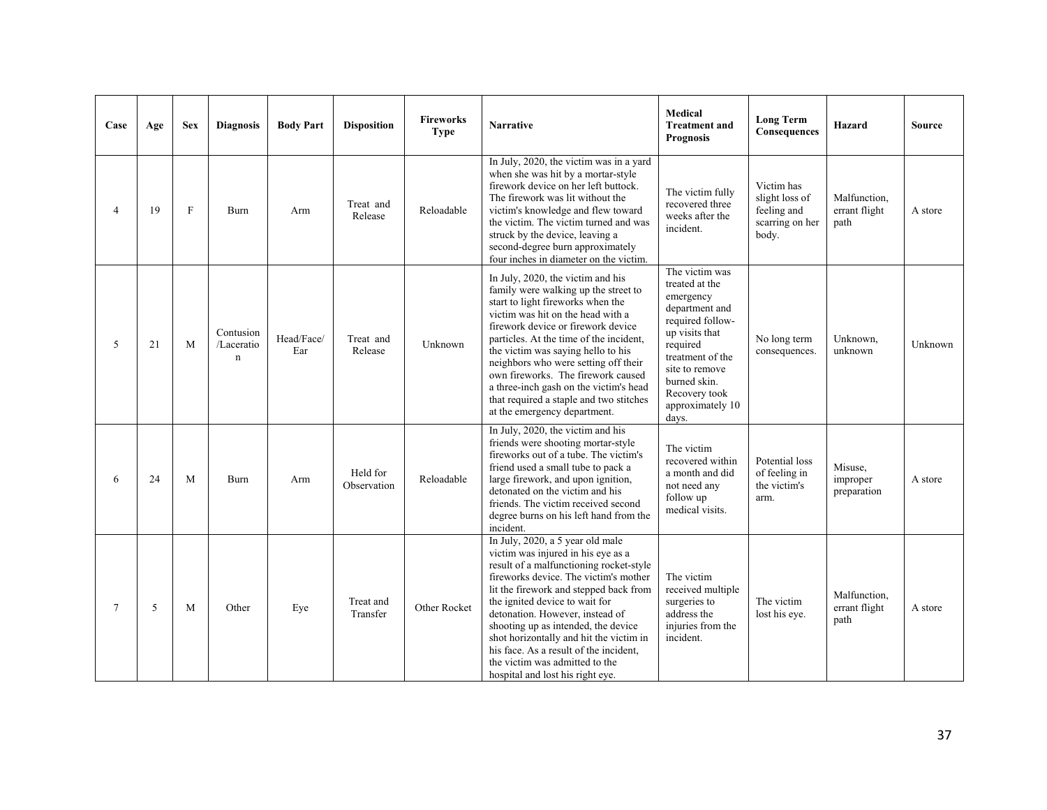| Case | Age | Sex | Diagnosis | Body Part | Disposition | Fireworks Type | Narrative | Medical Treatment and Prognosis | Long Term Consequences | Hazard | Source |
|---|---|---|---|---|---|---|---|---|---|---|---|
| 4 | 19 | F | Burn | Arm | Treat and Release | Reloadable | In July, 2020, the victim was in a yard when she was hit by a mortar-style firework device on her left buttock. The firework was lit without the victim's knowledge and flew toward the victim. The victim turned and was struck by the device, leaving a second-degree burn approximately four inches in diameter on the victim. | The victim fully recovered three weeks after the incident. | Victim has slight loss of feeling and scarring on her body. | Malfunction, errant flight path | A store |
| 5 | 21 | M | Contusion /Laceration | Head/Face/ Ear | Treat and Release | Unknown | In July, 2020, the victim and his family were walking up the street to start to light fireworks when the victim was hit on the head with a firework device or firework device particles. At the time of the incident, the victim was saying hello to his neighbors who were setting off their own fireworks. The firework caused a three-inch gash on the victim's head that required a staple and two stitches at the emergency department. | The victim was treated at the emergency department and required follow-up visits that required treatment of the site to remove burned skin. Recovery took approximately 10 days. | No long term consequences. | Unknown, unknown | Unknown |
| 6 | 24 | M | Burn | Arm | Held for Observation | Reloadable | In July, 2020, the victim and his friends were shooting mortar-style fireworks out of a tube. The victim's friend used a small tube to pack a large firework, and upon ignition, detonated on the victim and his friends. The victim received second degree burns on his left hand from the incident. | The victim recovered within a month and did not need any follow up medical visits. | Potential loss of feeling in the victim's arm. | Misuse, improper preparation | A store |
| 7 | 5 | M | Other | Eye | Treat and Transfer | Other Rocket | In July, 2020, a 5 year old male victim was injured in his eye as a result of a malfunctioning rocket-style fireworks device. The victim's mother lit the firework and stepped back from the ignited device to wait for detonation. However, instead of shooting up as intended, the device shot horizontally and hit the victim in his face. As a result of the incident, the victim was admitted to the hospital and lost his right eye. | The victim received multiple surgeries to address the injuries from the incident. | The victim lost his eye. | Malfunction, errant flight path | A store |